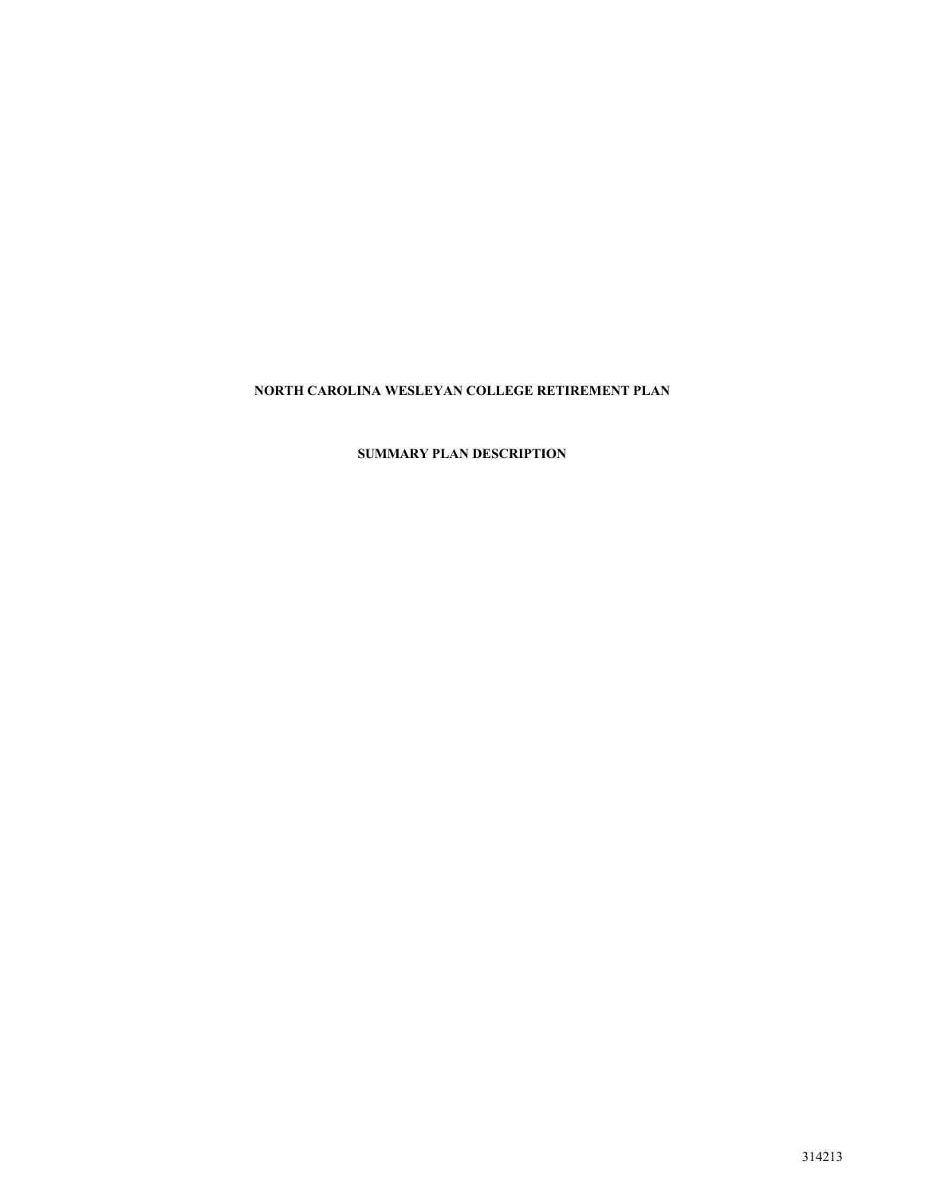# NORTH CAROLINA WESLEYAN COLLEGE RETIREMENT PLAN

## SUMMARY PLAN DESCRIPTION

314213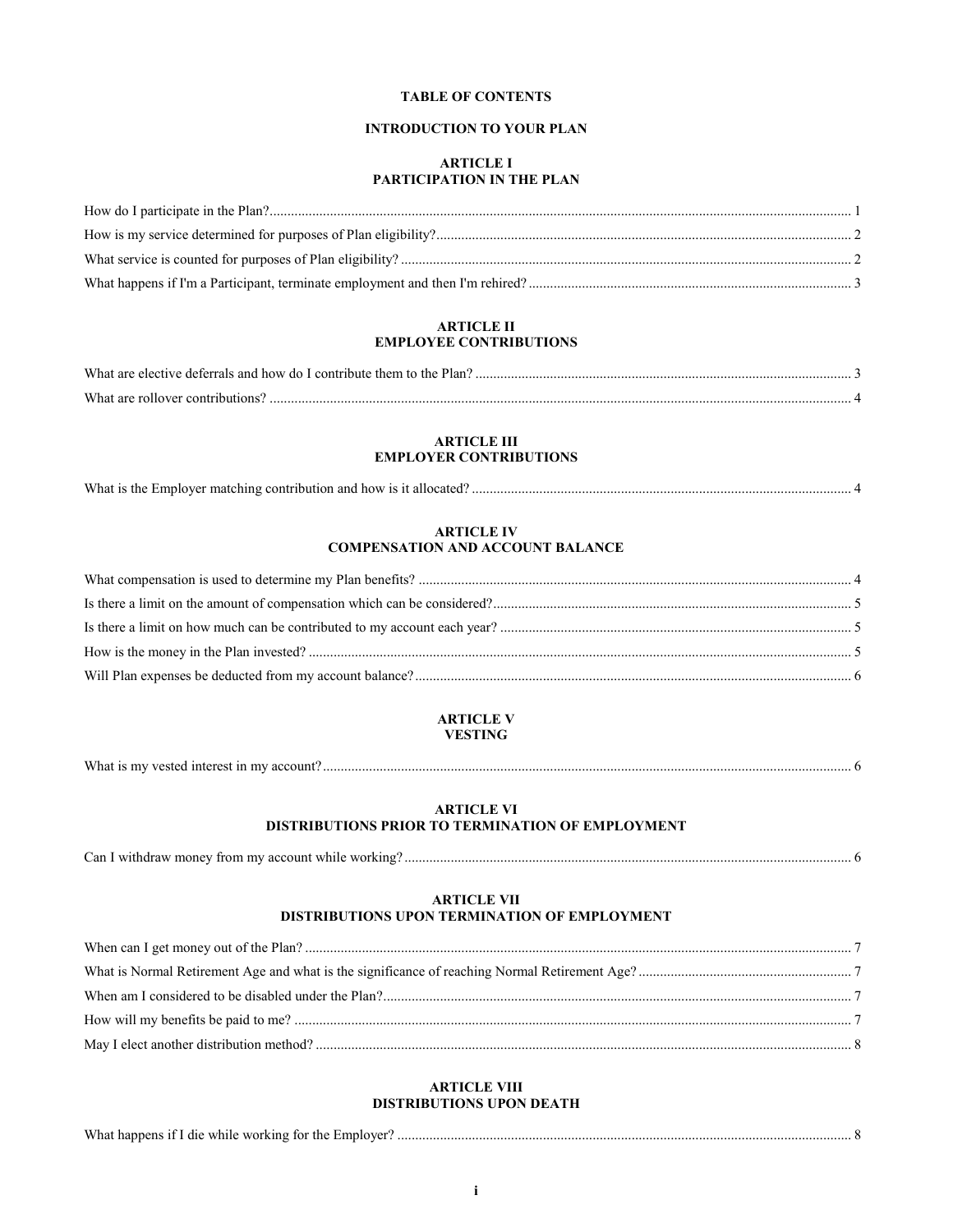# TABLE OF CONTENTS

## INTRODUCTION TO YOUR PLAN

## ARTICLE I
## PARTICIPATION IN THE PLAN

How do I participate in the Plan? ..... 1

How is my service determined for purposes of Plan eligibility? ..... 2

What service is counted for purposes of Plan eligibility? ..... 2

What happens if I'm a Participant, terminate employment and then I'm rehired? ..... 3

## ARTICLE II
## EMPLOYEE CONTRIBUTIONS

What are elective deferrals and how do I contribute them to the Plan? ..... 3

What are rollover contributions? ..... 4

## ARTICLE III
## EMPLOYER CONTRIBUTIONS

What is the Employer matching contribution and how is it allocated? ..... 4

## ARTICLE IV
## COMPENSATION AND ACCOUNT BALANCE

What compensation is used to determine my Plan benefits? ..... 4

Is there a limit on the amount of compensation which can be considered? ..... 5

Is there a limit on how much can be contributed to my account each year? ..... 5

How is the money in the Plan invested? ..... 5

Will Plan expenses be deducted from my account balance? ..... 6

## ARTICLE V
## VESTING

What is my vested interest in my account? ..... 6

## ARTICLE VI
## DISTRIBUTIONS PRIOR TO TERMINATION OF EMPLOYMENT

Can I withdraw money from my account while working? ..... 6

## ARTICLE VII
## DISTRIBUTIONS UPON TERMINATION OF EMPLOYMENT

When can I get money out of the Plan? ..... 7

What is Normal Retirement Age and what is the significance of reaching Normal Retirement Age? ..... 7

When am I considered to be disabled under the Plan? ..... 7

How will my benefits be paid to me? ..... 7

May I elect another distribution method? ..... 8

## ARTICLE VIII
## DISTRIBUTIONS UPON DEATH

What happens if I die while working for the Employer? ..... 8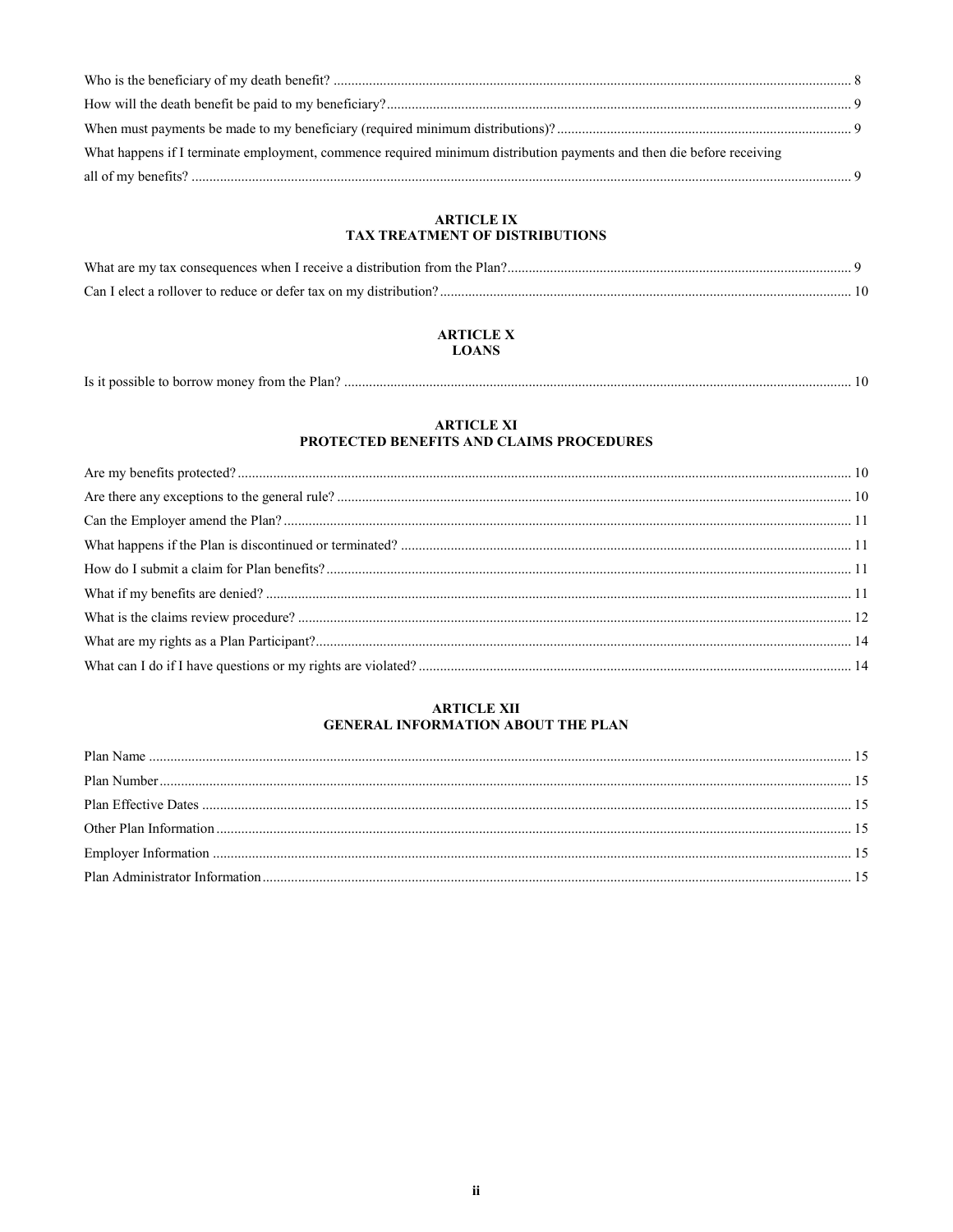Who is the beneficiary of my death benefit? .......... 8
How will the death benefit be paid to my beneficiary? .......... 9
When must payments be made to my beneficiary (required minimum distributions)? .......... 9
What happens if I terminate employment, commence required minimum distribution payments and then die before receiving all of my benefits? .......... 9

## ARTICLE IX
## TAX TREATMENT OF DISTRIBUTIONS

What are my tax consequences when I receive a distribution from the Plan? .......... 9
Can I elect a rollover to reduce or defer tax on my distribution? .......... 10

## ARTICLE X
## LOANS

Is it possible to borrow money from the Plan? .......... 10

## ARTICLE XI
## PROTECTED BENEFITS AND CLAIMS PROCEDURES

Are my benefits protected? .......... 10
Are there any exceptions to the general rule? .......... 10
Can the Employer amend the Plan? .......... 11
What happens if the Plan is discontinued or terminated? .......... 11
How do I submit a claim for Plan benefits? .......... 11
What if my benefits are denied? .......... 11
What is the claims review procedure? .......... 12
What are my rights as a Plan Participant? .......... 14
What can I do if I have questions or my rights are violated? .......... 14

## ARTICLE XII
## GENERAL INFORMATION ABOUT THE PLAN

Plan Name .......... 15
Plan Number .......... 15
Plan Effective Dates .......... 15
Other Plan Information .......... 15
Employer Information .......... 15
Plan Administrator Information .......... 15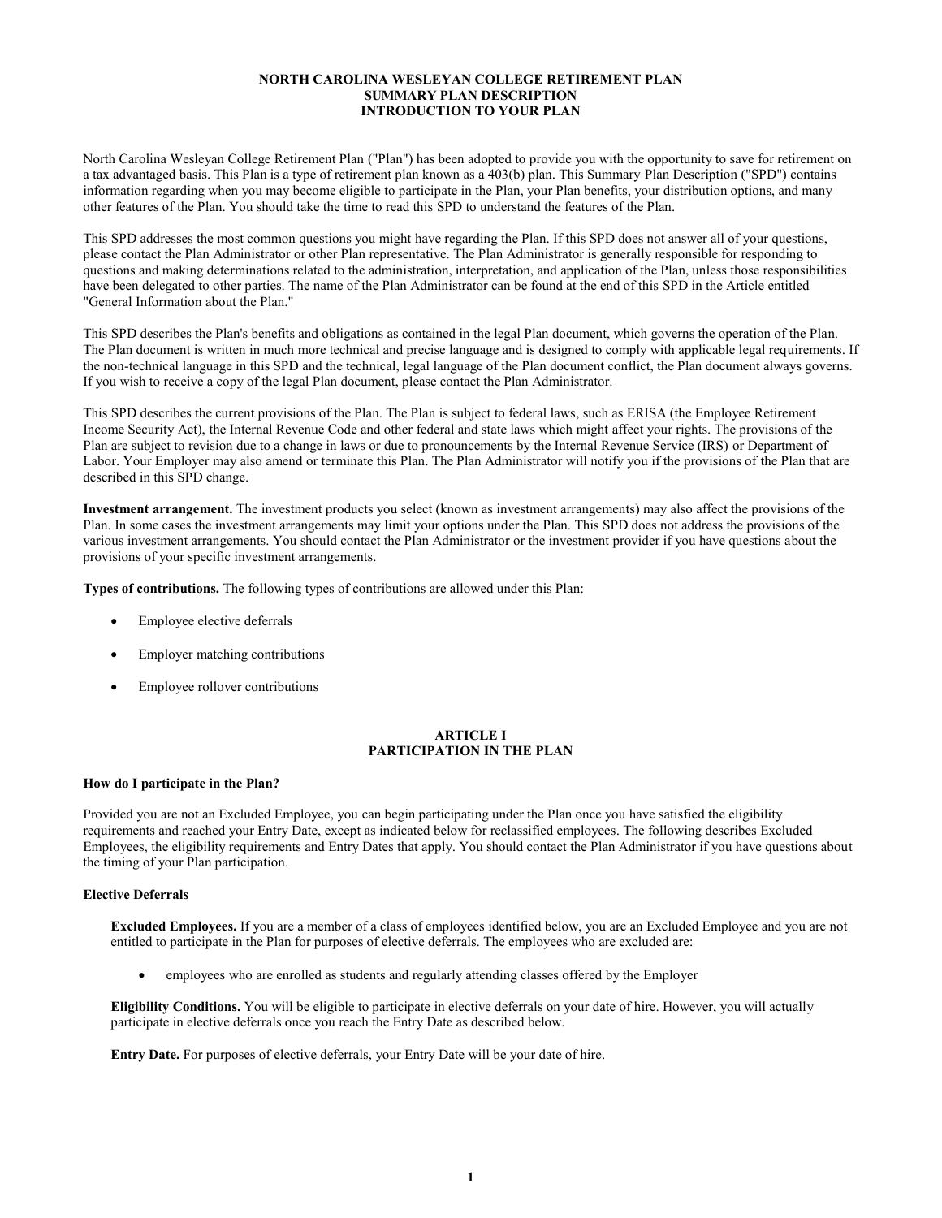# NORTH CAROLINA WESLEYAN COLLEGE RETIREMENT PLAN
## SUMMARY PLAN DESCRIPTION
## INTRODUCTION TO YOUR PLAN

North Carolina Wesleyan College Retirement Plan ("Plan") has been adopted to provide you with the opportunity to save for retirement on a tax advantaged basis. This Plan is a type of retirement plan known as a 403(b) plan. This Summary Plan Description ("SPD") contains information regarding when you may become eligible to participate in the Plan, your Plan benefits, your distribution options, and many other features of the Plan. You should take the time to read this SPD to understand the features of the Plan.

This SPD addresses the most common questions you might have regarding the Plan. If this SPD does not answer all of your questions, please contact the Plan Administrator or other Plan representative. The Plan Administrator is generally responsible for responding to questions and making determinations related to the administration, interpretation, and application of the Plan, unless those responsibilities have been delegated to other parties. The name of the Plan Administrator can be found at the end of this SPD in the Article entitled "General Information about the Plan."

This SPD describes the Plan's benefits and obligations as contained in the legal Plan document, which governs the operation of the Plan. The Plan document is written in much more technical and precise language and is designed to comply with applicable legal requirements. If the non-technical language in this SPD and the technical, legal language of the Plan document conflict, the Plan document always governs. If you wish to receive a copy of the legal Plan document, please contact the Plan Administrator.

This SPD describes the current provisions of the Plan. The Plan is subject to federal laws, such as ERISA (the Employee Retirement Income Security Act), the Internal Revenue Code and other federal and state laws which might affect your rights. The provisions of the Plan are subject to revision due to a change in laws or due to pronouncements by the Internal Revenue Service (IRS) or Department of Labor. Your Employer may also amend or terminate this Plan. The Plan Administrator will notify you if the provisions of the Plan that are described in this SPD change.

**Investment arrangement.** The investment products you select (known as investment arrangements) may also affect the provisions of the Plan. In some cases the investment arrangements may limit your options under the Plan. This SPD does not address the provisions of the various investment arrangements. You should contact the Plan Administrator or the investment provider if you have questions about the provisions of your specific investment arrangements.

**Types of contributions.** The following types of contributions are allowed under this Plan:

- Employee elective deferrals
- Employer matching contributions
- Employee rollover contributions

## ARTICLE I
## PARTICIPATION IN THE PLAN

### How do I participate in the Plan?

Provided you are not an Excluded Employee, you can begin participating under the Plan once you have satisfied the eligibility requirements and reached your Entry Date, except as indicated below for reclassified employees. The following describes Excluded Employees, the eligibility requirements and Entry Dates that apply. You should contact the Plan Administrator if you have questions about the timing of your Plan participation.

### Elective Deferrals

**Excluded Employees.** If you are a member of a class of employees identified below, you are an Excluded Employee and you are not entitled to participate in the Plan for purposes of elective deferrals. The employees who are excluded are:

- employees who are enrolled as students and regularly attending classes offered by the Employer

**Eligibility Conditions.** You will be eligible to participate in elective deferrals on your date of hire. However, you will actually participate in elective deferrals once you reach the Entry Date as described below.

**Entry Date.** For purposes of elective deferrals, your Entry Date will be your date of hire.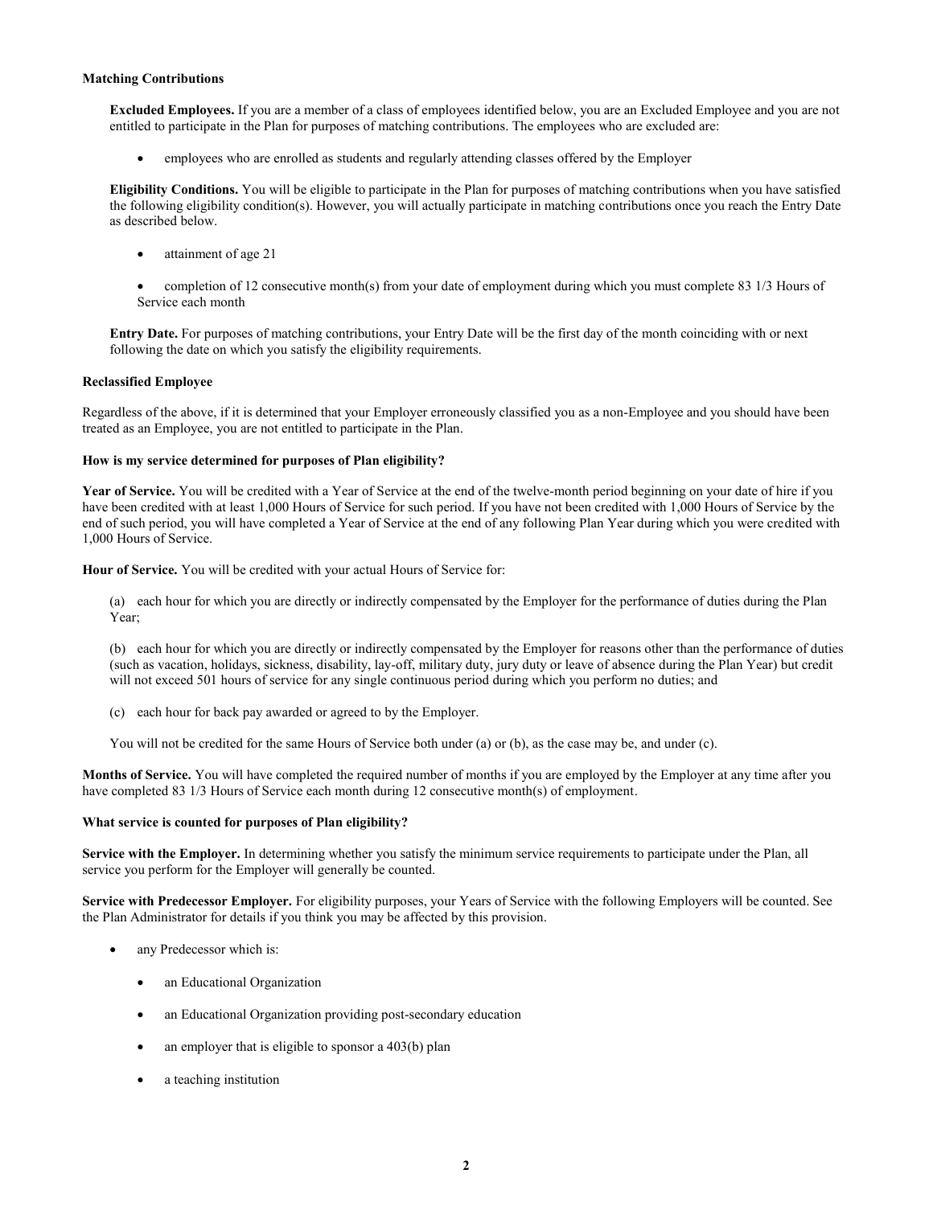#### Matching Contributions

**Excluded Employees.** If you are a member of a class of employees identified below, you are an Excluded Employee and you are not entitled to participate in the Plan for purposes of matching contributions. The employees who are excluded are:

- employees who are enrolled as students and regularly attending classes offered by the Employer

**Eligibility Conditions.** You will be eligible to participate in the Plan for purposes of matching contributions when you have satisfied the following eligibility condition(s). However, you will actually participate in matching contributions once you reach the Entry Date as described below.

- attainment of age 21
- completion of 12 consecutive month(s) from your date of employment during which you must complete 83 1/3 Hours of Service each month

**Entry Date.** For purposes of matching contributions, your Entry Date will be the first day of the month coinciding with or next following the date on which you satisfy the eligibility requirements.

#### Reclassified Employee

Regardless of the above, if it is determined that your Employer erroneously classified you as a non-Employee and you should have been treated as an Employee, you are not entitled to participate in the Plan.

#### How is my service determined for purposes of Plan eligibility?

**Year of Service.** You will be credited with a Year of Service at the end of the twelve-month period beginning on your date of hire if you have been credited with at least 1,000 Hours of Service for such period. If you have not been credited with 1,000 Hours of Service by the end of such period, you will have completed a Year of Service at the end of any following Plan Year during which you were credited with 1,000 Hours of Service.

**Hour of Service.** You will be credited with your actual Hours of Service for:

(a) each hour for which you are directly or indirectly compensated by the Employer for the performance of duties during the Plan Year;

(b) each hour for which you are directly or indirectly compensated by the Employer for reasons other than the performance of duties (such as vacation, holidays, sickness, disability, lay-off, military duty, jury duty or leave of absence during the Plan Year) but credit will not exceed 501 hours of service for any single continuous period during which you perform no duties; and

(c) each hour for back pay awarded or agreed to by the Employer.

You will not be credited for the same Hours of Service both under (a) or (b), as the case may be, and under (c).

**Months of Service.** You will have completed the required number of months if you are employed by the Employer at any time after you have completed 83 1/3 Hours of Service each month during 12 consecutive month(s) of employment.

#### What service is counted for purposes of Plan eligibility?

**Service with the Employer.** In determining whether you satisfy the minimum service requirements to participate under the Plan, all service you perform for the Employer will generally be counted.

**Service with Predecessor Employer.** For eligibility purposes, your Years of Service with the following Employers will be counted. See the Plan Administrator for details if you think you may be affected by this provision.

- any Predecessor which is:
  - an Educational Organization
  - an Educational Organization providing post-secondary education
  - an employer that is eligible to sponsor a 403(b) plan
  - a teaching institution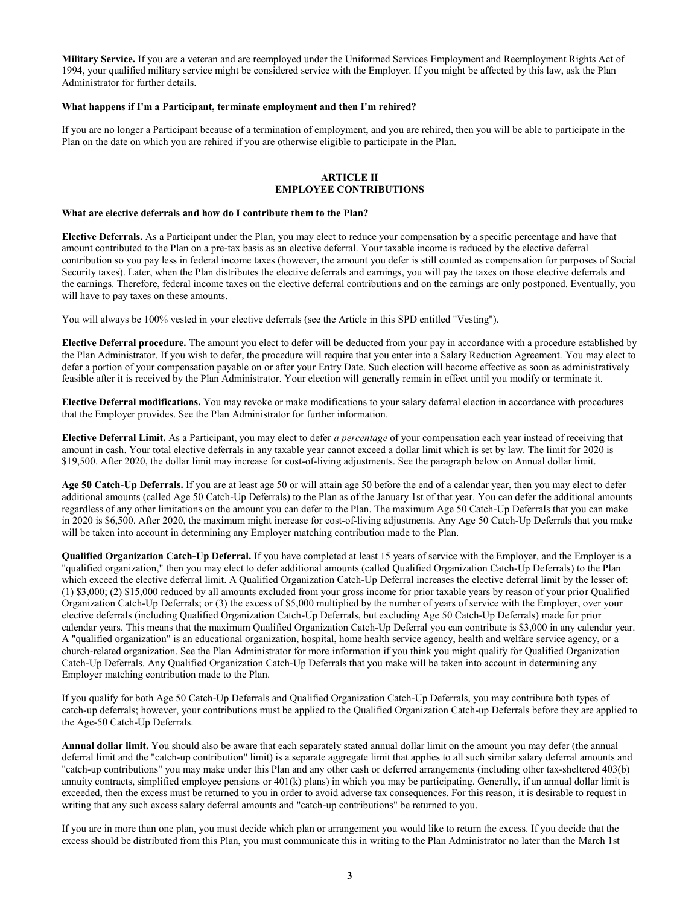**Military Service.** If you are a veteran and are reemployed under the Uniformed Services Employment and Reemployment Rights Act of 1994, your qualified military service might be considered service with the Employer. If you might be affected by this law, ask the Plan Administrator for further details.

**What happens if I'm a Participant, terminate employment and then I'm rehired?**

If you are no longer a Participant because of a termination of employment, and you are rehired, then you will be able to participate in the Plan on the date on which you are rehired if you are otherwise eligible to participate in the Plan.

## ARTICLE II
## EMPLOYEE CONTRIBUTIONS

**What are elective deferrals and how do I contribute them to the Plan?**

**Elective Deferrals.** As a Participant under the Plan, you may elect to reduce your compensation by a specific percentage and have that amount contributed to the Plan on a pre-tax basis as an elective deferral. Your taxable income is reduced by the elective deferral contribution so you pay less in federal income taxes (however, the amount you defer is still counted as compensation for purposes of Social Security taxes). Later, when the Plan distributes the elective deferrals and earnings, you will pay the taxes on those elective deferrals and the earnings. Therefore, federal income taxes on the elective deferral contributions and on the earnings are only postponed. Eventually, you will have to pay taxes on these amounts.

You will always be 100% vested in your elective deferrals (see the Article in this SPD entitled "Vesting").

**Elective Deferral procedure.** The amount you elect to defer will be deducted from your pay in accordance with a procedure established by the Plan Administrator. If you wish to defer, the procedure will require that you enter into a Salary Reduction Agreement. You may elect to defer a portion of your compensation payable on or after your Entry Date. Such election will become effective as soon as administratively feasible after it is received by the Plan Administrator. Your election will generally remain in effect until you modify or terminate it.

**Elective Deferral modifications.** You may revoke or make modifications to your salary deferral election in accordance with procedures that the Employer provides. See the Plan Administrator for further information.

**Elective Deferral Limit.** As a Participant, you may elect to defer *a percentage* of your compensation each year instead of receiving that amount in cash. Your total elective deferrals in any taxable year cannot exceed a dollar limit which is set by law. The limit for 2020 is $19,500. After 2020, the dollar limit may increase for cost-of-living adjustments. See the paragraph below on Annual dollar limit.

**Age 50 Catch-Up Deferrals.** If you are at least age 50 or will attain age 50 before the end of a calendar year, then you may elect to defer additional amounts (called Age 50 Catch-Up Deferrals) to the Plan as of the January 1st of that year. You can defer the additional amounts regardless of any other limitations on the amount you can defer to the Plan. The maximum Age 50 Catch-Up Deferrals that you can make in 2020 is $6,500. After 2020, the maximum might increase for cost-of-living adjustments. Any Age 50 Catch-Up Deferrals that you make will be taken into account in determining any Employer matching contribution made to the Plan.

**Qualified Organization Catch-Up Deferral.** If you have completed at least 15 years of service with the Employer, and the Employer is a "qualified organization," then you may elect to defer additional amounts (called Qualified Organization Catch-Up Deferrals) to the Plan which exceed the elective deferral limit. A Qualified Organization Catch-Up Deferral increases the elective deferral limit by the lesser of: (1) $3,000; (2) $15,000 reduced by all amounts excluded from your gross income for prior taxable years by reason of your prior Qualified Organization Catch-Up Deferrals; or (3) the excess of $5,000 multiplied by the number of years of service with the Employer, over your elective deferrals (including Qualified Organization Catch-Up Deferrals, but excluding Age 50 Catch-Up Deferrals) made for prior calendar years. This means that the maximum Qualified Organization Catch-Up Deferral you can contribute is $3,000 in any calendar year. A "qualified organization" is an educational organization, hospital, home health service agency, health and welfare service agency, or a church-related organization. See the Plan Administrator for more information if you think you might qualify for Qualified Organization Catch-Up Deferrals. Any Qualified Organization Catch-Up Deferrals that you make will be taken into account in determining any Employer matching contribution made to the Plan.

If you qualify for both Age 50 Catch-Up Deferrals and Qualified Organization Catch-Up Deferrals, you may contribute both types of catch-up deferrals; however, your contributions must be applied to the Qualified Organization Catch-up Deferrals before they are applied to the Age-50 Catch-Up Deferrals.

**Annual dollar limit.** You should also be aware that each separately stated annual dollar limit on the amount you may defer (the annual deferral limit and the "catch-up contribution" limit) is a separate aggregate limit that applies to all such similar salary deferral amounts and "catch-up contributions" you may make under this Plan and any other cash or deferred arrangements (including other tax-sheltered 403(b) annuity contracts, simplified employee pensions or 401(k) plans) in which you may be participating. Generally, if an annual dollar limit is exceeded, then the excess must be returned to you in order to avoid adverse tax consequences. For this reason, it is desirable to request in writing that any such excess salary deferral amounts and "catch-up contributions" be returned to you.

If you are in more than one plan, you must decide which plan or arrangement you would like to return the excess. If you decide that the excess should be distributed from this Plan, you must communicate this in writing to the Plan Administrator no later than the March 1st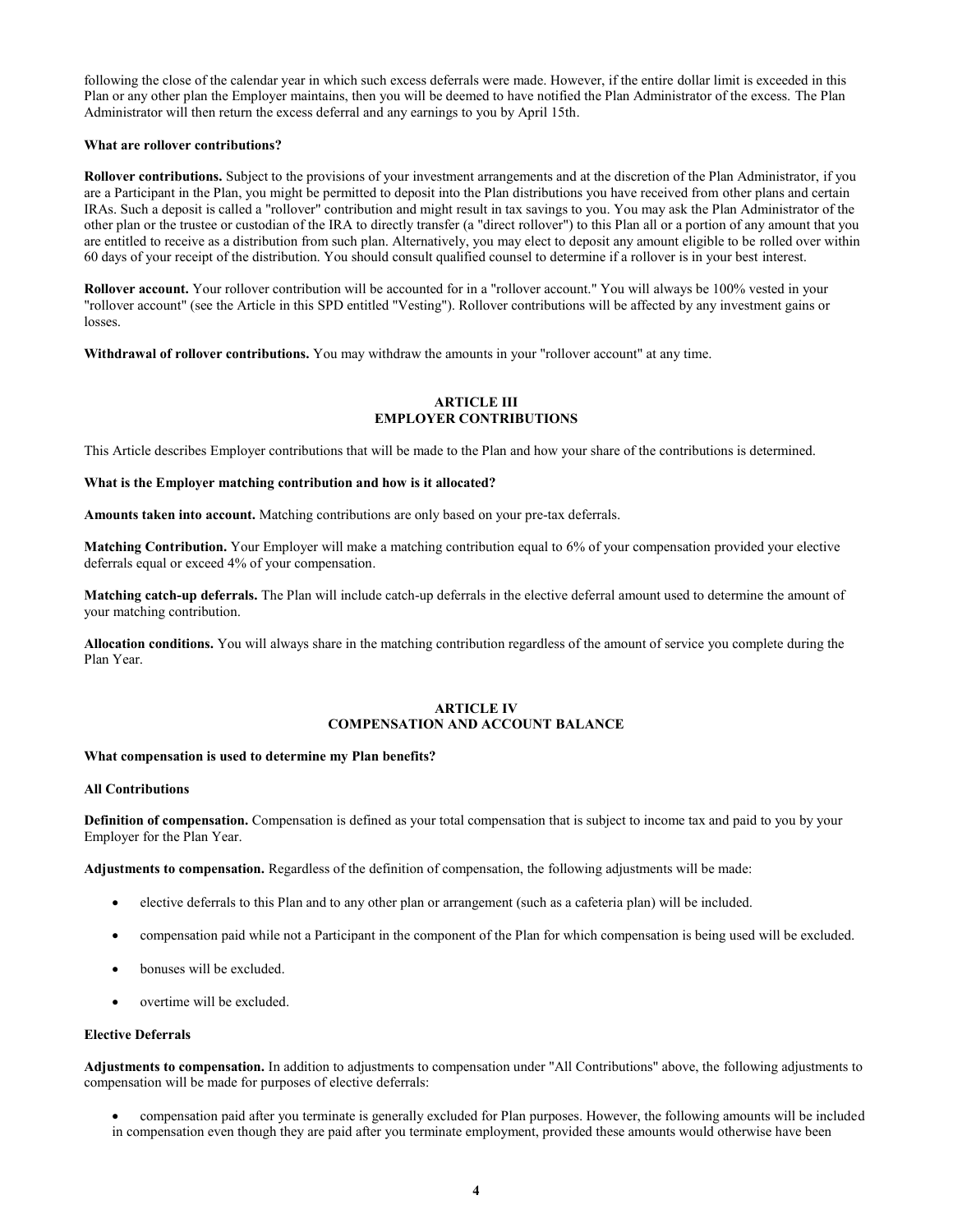following the close of the calendar year in which such excess deferrals were made. However, if the entire dollar limit is exceeded in this Plan or any other plan the Employer maintains, then you will be deemed to have notified the Plan Administrator of the excess. The Plan Administrator will then return the excess deferral and any earnings to you by April 15th.

**What are rollover contributions?**

**Rollover contributions.** Subject to the provisions of your investment arrangements and at the discretion of the Plan Administrator, if you are a Participant in the Plan, you might be permitted to deposit into the Plan distributions you have received from other plans and certain IRAs. Such a deposit is called a "rollover" contribution and might result in tax savings to you. You may ask the Plan Administrator of the other plan or the trustee or custodian of the IRA to directly transfer (a "direct rollover") to this Plan all or a portion of any amount that you are entitled to receive as a distribution from such plan. Alternatively, you may elect to deposit any amount eligible to be rolled over within 60 days of your receipt of the distribution. You should consult qualified counsel to determine if a rollover is in your best interest.

**Rollover account.** Your rollover contribution will be accounted for in a "rollover account." You will always be 100% vested in your "rollover account" (see the Article in this SPD entitled "Vesting"). Rollover contributions will be affected by any investment gains or losses.

**Withdrawal of rollover contributions.** You may withdraw the amounts in your "rollover account" at any time.

## ARTICLE III
## EMPLOYER CONTRIBUTIONS

This Article describes Employer contributions that will be made to the Plan and how your share of the contributions is determined.

**What is the Employer matching contribution and how is it allocated?**

**Amounts taken into account.** Matching contributions are only based on your pre-tax deferrals.

**Matching Contribution.** Your Employer will make a matching contribution equal to 6% of your compensation provided your elective deferrals equal or exceed 4% of your compensation.

**Matching catch-up deferrals.** The Plan will include catch-up deferrals in the elective deferral amount used to determine the amount of your matching contribution.

**Allocation conditions.** You will always share in the matching contribution regardless of the amount of service you complete during the Plan Year.

## ARTICLE IV
## COMPENSATION AND ACCOUNT BALANCE

**What compensation is used to determine my Plan benefits?**

**All Contributions**

**Definition of compensation.** Compensation is defined as your total compensation that is subject to income tax and paid to you by your Employer for the Plan Year.

**Adjustments to compensation.** Regardless of the definition of compensation, the following adjustments will be made:

- elective deferrals to this Plan and to any other plan or arrangement (such as a cafeteria plan) will be included.
- compensation paid while not a Participant in the component of the Plan for which compensation is being used will be excluded.
- bonuses will be excluded.
- overtime will be excluded.

**Elective Deferrals**

**Adjustments to compensation.** In addition to adjustments to compensation under "All Contributions" above, the following adjustments to compensation will be made for purposes of elective deferrals:

- compensation paid after you terminate is generally excluded for Plan purposes. However, the following amounts will be included in compensation even though they are paid after you terminate employment, provided these amounts would otherwise have been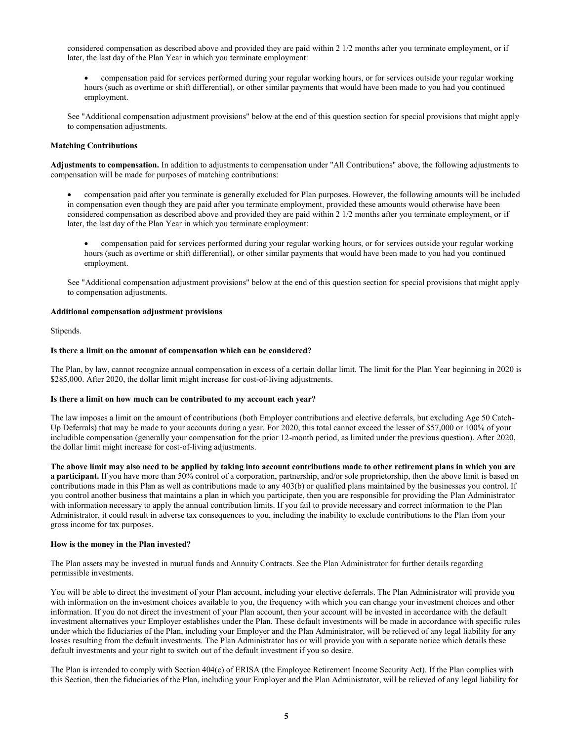considered compensation as described above and provided they are paid within 2 1/2 months after you terminate employment, or if later, the last day of the Plan Year in which you terminate employment:

- compensation paid for services performed during your regular working hours, or for services outside your regular working hours (such as overtime or shift differential), or other similar payments that would have been made to you had you continued employment.

See "Additional compensation adjustment provisions" below at the end of this question section for special provisions that might apply to compensation adjustments.

**Matching Contributions**

**Adjustments to compensation.** In addition to adjustments to compensation under "All Contributions" above, the following adjustments to compensation will be made for purposes of matching contributions:

- compensation paid after you terminate is generally excluded for Plan purposes. However, the following amounts will be included in compensation even though they are paid after you terminate employment, provided these amounts would otherwise have been considered compensation as described above and provided they are paid within 2 1/2 months after you terminate employment, or if later, the last day of the Plan Year in which you terminate employment:

  - compensation paid for services performed during your regular working hours, or for services outside your regular working hours (such as overtime or shift differential), or other similar payments that would have been made to you had you continued employment.

See "Additional compensation adjustment provisions" below at the end of this question section for special provisions that might apply to compensation adjustments.

**Additional compensation adjustment provisions**

Stipends.

**Is there a limit on the amount of compensation which can be considered?**

The Plan, by law, cannot recognize annual compensation in excess of a certain dollar limit. The limit for the Plan Year beginning in 2020 is $285,000. After 2020, the dollar limit might increase for cost-of-living adjustments.

**Is there a limit on how much can be contributed to my account each year?**

The law imposes a limit on the amount of contributions (both Employer contributions and elective deferrals, but excluding Age 50 Catch-Up Deferrals) that may be made to your accounts during a year. For 2020, this total cannot exceed the lesser of $57,000 or 100% of your includible compensation (generally your compensation for the prior 12-month period, as limited under the previous question). After 2020, the dollar limit might increase for cost-of-living adjustments.

**The above limit may also need to be applied by taking into account contributions made to other retirement plans in which you are a participant.** If you have more than 50% control of a corporation, partnership, and/or sole proprietorship, then the above limit is based on contributions made in this Plan as well as contributions made to any 403(b) or qualified plans maintained by the businesses you control. If you control another business that maintains a plan in which you participate, then you are responsible for providing the Plan Administrator with information necessary to apply the annual contribution limits. If you fail to provide necessary and correct information to the Plan Administrator, it could result in adverse tax consequences to you, including the inability to exclude contributions to the Plan from your gross income for tax purposes.

**How is the money in the Plan invested?**

The Plan assets may be invested in mutual funds and Annuity Contracts. See the Plan Administrator for further details regarding permissible investments.

You will be able to direct the investment of your Plan account, including your elective deferrals. The Plan Administrator will provide you with information on the investment choices available to you, the frequency with which you can change your investment choices and other information. If you do not direct the investment of your Plan account, then your account will be invested in accordance with the default investment alternatives your Employer establishes under the Plan. These default investments will be made in accordance with specific rules under which the fiduciaries of the Plan, including your Employer and the Plan Administrator, will be relieved of any legal liability for any losses resulting from the default investments. The Plan Administrator has or will provide you with a separate notice which details these default investments and your right to switch out of the default investment if you so desire.

The Plan is intended to comply with Section 404(c) of ERISA (the Employee Retirement Income Security Act). If the Plan complies with this Section, then the fiduciaries of the Plan, including your Employer and the Plan Administrator, will be relieved of any legal liability for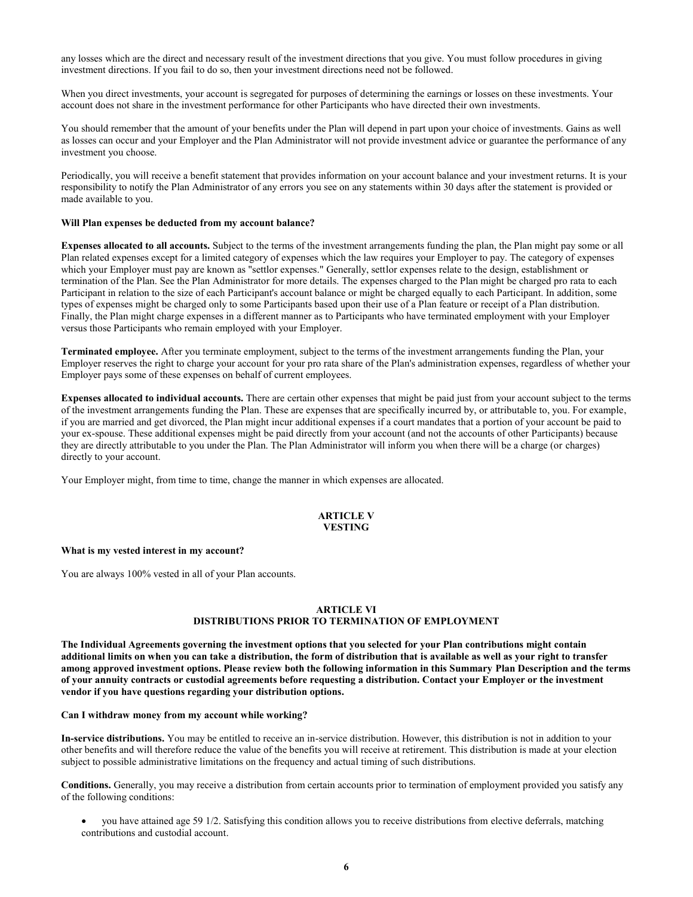any losses which are the direct and necessary result of the investment directions that you give. You must follow procedures in giving investment directions. If you fail to do so, then your investment directions need not be followed.

When you direct investments, your account is segregated for purposes of determining the earnings or losses on these investments. Your account does not share in the investment performance for other Participants who have directed their own investments.

You should remember that the amount of your benefits under the Plan will depend in part upon your choice of investments. Gains as well as losses can occur and your Employer and the Plan Administrator will not provide investment advice or guarantee the performance of any investment you choose.

Periodically, you will receive a benefit statement that provides information on your account balance and your investment returns. It is your responsibility to notify the Plan Administrator of any errors you see on any statements within 30 days after the statement is provided or made available to you.

**Will Plan expenses be deducted from my account balance?**

**Expenses allocated to all accounts.** Subject to the terms of the investment arrangements funding the plan, the Plan might pay some or all Plan related expenses except for a limited category of expenses which the law requires your Employer to pay. The category of expenses which your Employer must pay are known as "settlor expenses." Generally, settlor expenses relate to the design, establishment or termination of the Plan. See the Plan Administrator for more details. The expenses charged to the Plan might be charged pro rata to each Participant in relation to the size of each Participant's account balance or might be charged equally to each Participant. In addition, some types of expenses might be charged only to some Participants based upon their use of a Plan feature or receipt of a Plan distribution. Finally, the Plan might charge expenses in a different manner as to Participants who have terminated employment with your Employer versus those Participants who remain employed with your Employer.

**Terminated employee.** After you terminate employment, subject to the terms of the investment arrangements funding the Plan, your Employer reserves the right to charge your account for your pro rata share of the Plan's administration expenses, regardless of whether your Employer pays some of these expenses on behalf of current employees.

**Expenses allocated to individual accounts.** There are certain other expenses that might be paid just from your account subject to the terms of the investment arrangements funding the Plan. These are expenses that are specifically incurred by, or attributable to, you. For example, if you are married and get divorced, the Plan might incur additional expenses if a court mandates that a portion of your account be paid to your ex-spouse. These additional expenses might be paid directly from your account (and not the accounts of other Participants) because they are directly attributable to you under the Plan. The Plan Administrator will inform you when there will be a charge (or charges) directly to your account.

Your Employer might, from time to time, change the manner in which expenses are allocated.

## ARTICLE V
## VESTING

**What is my vested interest in my account?**

You are always 100% vested in all of your Plan accounts.

## ARTICLE VI
## DISTRIBUTIONS PRIOR TO TERMINATION OF EMPLOYMENT

**The Individual Agreements governing the investment options that you selected for your Plan contributions might contain additional limits on when you can take a distribution, the form of distribution that is available as well as your right to transfer among approved investment options. Please review both the following information in this Summary Plan Description and the terms of your annuity contracts or custodial agreements before requesting a distribution. Contact your Employer or the investment vendor if you have questions regarding your distribution options.**

**Can I withdraw money from my account while working?**

**In-service distributions.** You may be entitled to receive an in-service distribution. However, this distribution is not in addition to your other benefits and will therefore reduce the value of the benefits you will receive at retirement. This distribution is made at your election subject to possible administrative limitations on the frequency and actual timing of such distributions.

**Conditions.** Generally, you may receive a distribution from certain accounts prior to termination of employment provided you satisfy any of the following conditions:

- you have attained age 59 1/2. Satisfying this condition allows you to receive distributions from elective deferrals, matching contributions and custodial account.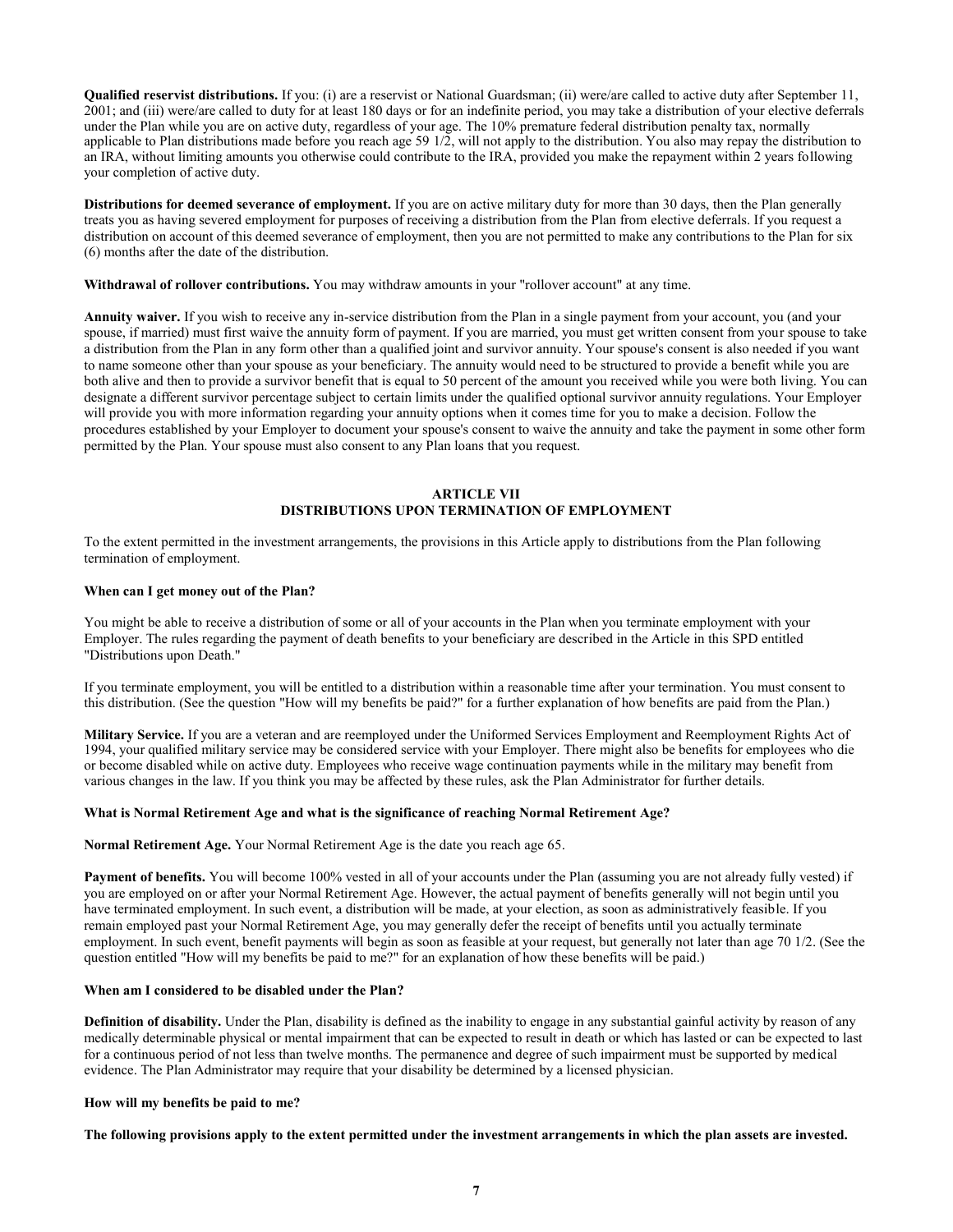**Qualified reservist distributions.** If you: (i) are a reservist or National Guardsman; (ii) were/are called to active duty after September 11, 2001; and (iii) were/are called to duty for at least 180 days or for an indefinite period, you may take a distribution of your elective deferrals under the Plan while you are on active duty, regardless of your age. The 10% premature federal distribution penalty tax, normally applicable to Plan distributions made before you reach age 59 1/2, will not apply to the distribution. You also may repay the distribution to an IRA, without limiting amounts you otherwise could contribute to the IRA, provided you make the repayment within 2 years following your completion of active duty.

**Distributions for deemed severance of employment.** If you are on active military duty for more than 30 days, then the Plan generally treats you as having severed employment for purposes of receiving a distribution from the Plan from elective deferrals. If you request a distribution on account of this deemed severance of employment, then you are not permitted to make any contributions to the Plan for six (6) months after the date of the distribution.

**Withdrawal of rollover contributions.** You may withdraw amounts in your "rollover account" at any time.

**Annuity waiver.** If you wish to receive any in-service distribution from the Plan in a single payment from your account, you (and your spouse, if married) must first waive the annuity form of payment. If you are married, you must get written consent from your spouse to take a distribution from the Plan in any form other than a qualified joint and survivor annuity. Your spouse's consent is also needed if you want to name someone other than your spouse as your beneficiary. The annuity would need to be structured to provide a benefit while you are both alive and then to provide a survivor benefit that is equal to 50 percent of the amount you received while you were both living. You can designate a different survivor percentage subject to certain limits under the qualified optional survivor annuity regulations. Your Employer will provide you with more information regarding your annuity options when it comes time for you to make a decision. Follow the procedures established by your Employer to document your spouse's consent to waive the annuity and take the payment in some other form permitted by the Plan. Your spouse must also consent to any Plan loans that you request.

## ARTICLE VII
## DISTRIBUTIONS UPON TERMINATION OF EMPLOYMENT

To the extent permitted in the investment arrangements, the provisions in this Article apply to distributions from the Plan following termination of employment.

### When can I get money out of the Plan?

You might be able to receive a distribution of some or all of your accounts in the Plan when you terminate employment with your Employer. The rules regarding the payment of death benefits to your beneficiary are described in the Article in this SPD entitled "Distributions upon Death."

If you terminate employment, you will be entitled to a distribution within a reasonable time after your termination. You must consent to this distribution. (See the question "How will my benefits be paid?" for a further explanation of how benefits are paid from the Plan.)

**Military Service.** If you are a veteran and are reemployed under the Uniformed Services Employment and Reemployment Rights Act of 1994, your qualified military service may be considered service with your Employer. There might also be benefits for employees who die or become disabled while on active duty. Employees who receive wage continuation payments while in the military may benefit from various changes in the law. If you think you may be affected by these rules, ask the Plan Administrator for further details.

### What is Normal Retirement Age and what is the significance of reaching Normal Retirement Age?

**Normal Retirement Age.** Your Normal Retirement Age is the date you reach age 65.

**Payment of benefits.** You will become 100% vested in all of your accounts under the Plan (assuming you are not already fully vested) if you are employed on or after your Normal Retirement Age. However, the actual payment of benefits generally will not begin until you have terminated employment. In such event, a distribution will be made, at your election, as soon as administratively feasible. If you remain employed past your Normal Retirement Age, you may generally defer the receipt of benefits until you actually terminate employment. In such event, benefit payments will begin as soon as feasible at your request, but generally not later than age 70 1/2. (See the question entitled "How will my benefits be paid to me?" for an explanation of how these benefits will be paid.)

### When am I considered to be disabled under the Plan?

**Definition of disability.** Under the Plan, disability is defined as the inability to engage in any substantial gainful activity by reason of any medically determinable physical or mental impairment that can be expected to result in death or which has lasted or can be expected to last for a continuous period of not less than twelve months. The permanence and degree of such impairment must be supported by medical evidence. The Plan Administrator may require that your disability be determined by a licensed physician.

### How will my benefits be paid to me?

**The following provisions apply to the extent permitted under the investment arrangements in which the plan assets are invested.**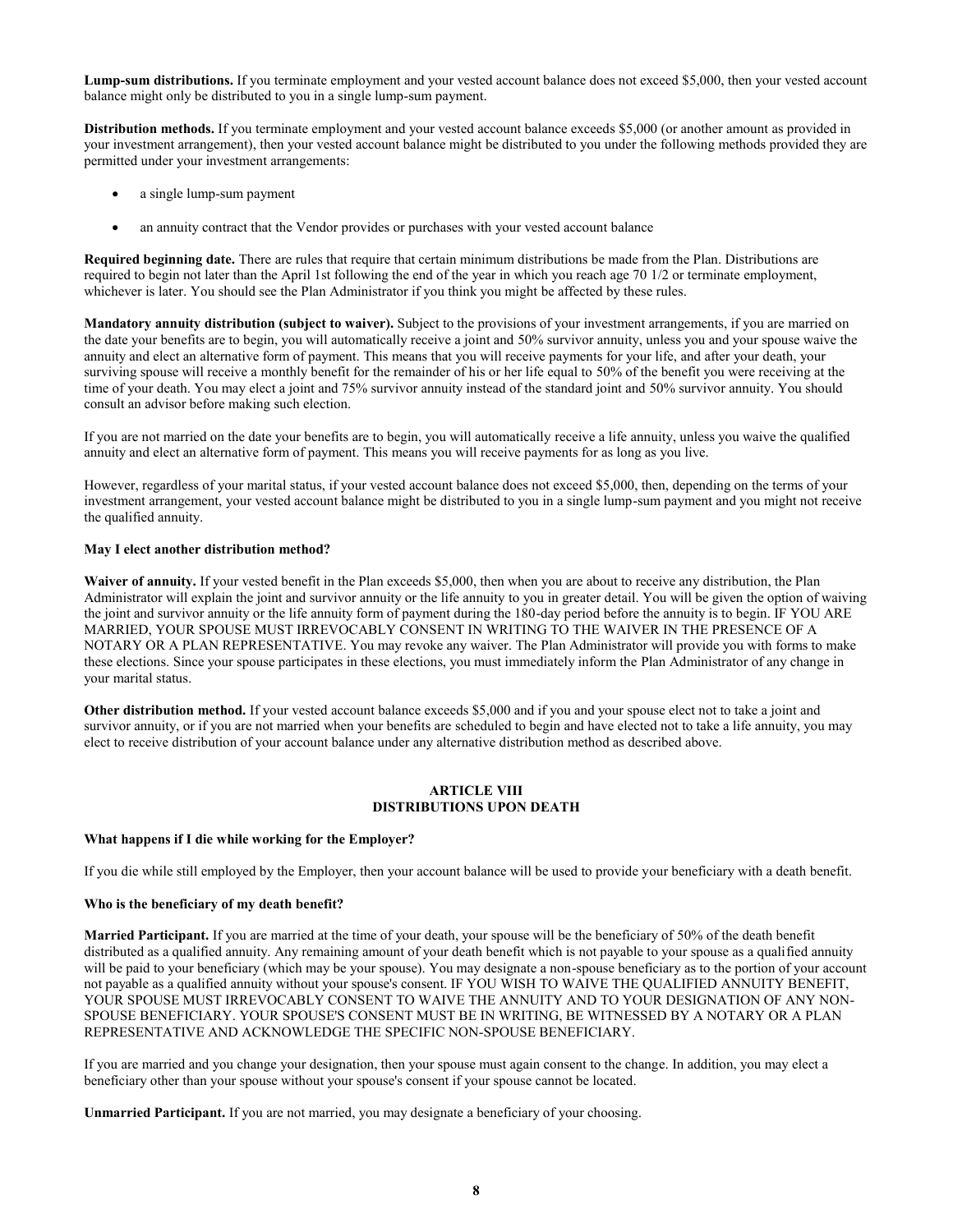**Lump-sum distributions.** If you terminate employment and your vested account balance does not exceed $5,000, then your vested account balance might only be distributed to you in a single lump-sum payment.

**Distribution methods.** If you terminate employment and your vested account balance exceeds $5,000 (or another amount as provided in your investment arrangement), then your vested account balance might be distributed to you under the following methods provided they are permitted under your investment arrangements:

- a single lump-sum payment
- an annuity contract that the Vendor provides or purchases with your vested account balance

**Required beginning date.** There are rules that require that certain minimum distributions be made from the Plan. Distributions are required to begin not later than the April 1st following the end of the year in which you reach age 70 1/2 or terminate employment, whichever is later. You should see the Plan Administrator if you think you might be affected by these rules.

**Mandatory annuity distribution (subject to waiver).** Subject to the provisions of your investment arrangements, if you are married on the date your benefits are to begin, you will automatically receive a joint and 50% survivor annuity, unless you and your spouse waive the annuity and elect an alternative form of payment. This means that you will receive payments for your life, and after your death, your surviving spouse will receive a monthly benefit for the remainder of his or her life equal to 50% of the benefit you were receiving at the time of your death. You may elect a joint and 75% survivor annuity instead of the standard joint and 50% survivor annuity. You should consult an advisor before making such election.

If you are not married on the date your benefits are to begin, you will automatically receive a life annuity, unless you waive the qualified annuity and elect an alternative form of payment. This means you will receive payments for as long as you live.

However, regardless of your marital status, if your vested account balance does not exceed $5,000, then, depending on the terms of your investment arrangement, your vested account balance might be distributed to you in a single lump-sum payment and you might not receive the qualified annuity.

**May I elect another distribution method?**

**Waiver of annuity.** If your vested benefit in the Plan exceeds $5,000, then when you are about to receive any distribution, the Plan Administrator will explain the joint and survivor annuity or the life annuity to you in greater detail. You will be given the option of waiving the joint and survivor annuity or the life annuity form of payment during the 180-day period before the annuity is to begin. IF YOU ARE MARRIED, YOUR SPOUSE MUST IRREVOCABLY CONSENT IN WRITING TO THE WAIVER IN THE PRESENCE OF A NOTARY OR A PLAN REPRESENTATIVE. You may revoke any waiver. The Plan Administrator will provide you with forms to make these elections. Since your spouse participates in these elections, you must immediately inform the Plan Administrator of any change in your marital status.

**Other distribution method.** If your vested account balance exceeds $5,000 and if you and your spouse elect not to take a joint and survivor annuity, or if you are not married when your benefits are scheduled to begin and have elected not to take a life annuity, you may elect to receive distribution of your account balance under any alternative distribution method as described above.

## ARTICLE VIII
## DISTRIBUTIONS UPON DEATH

**What happens if I die while working for the Employer?**

If you die while still employed by the Employer, then your account balance will be used to provide your beneficiary with a death benefit.

**Who is the beneficiary of my death benefit?**

**Married Participant.** If you are married at the time of your death, your spouse will be the beneficiary of 50% of the death benefit distributed as a qualified annuity. Any remaining amount of your death benefit which is not payable to your spouse as a qualified annuity will be paid to your beneficiary (which may be your spouse). You may designate a non-spouse beneficiary as to the portion of your account not payable as a qualified annuity without your spouse's consent. IF YOU WISH TO WAIVE THE QUALIFIED ANNUITY BENEFIT, YOUR SPOUSE MUST IRREVOCABLY CONSENT TO WAIVE THE ANNUITY AND TO YOUR DESIGNATION OF ANY NON-SPOUSE BENEFICIARY. YOUR SPOUSE'S CONSENT MUST BE IN WRITING, BE WITNESSED BY A NOTARY OR A PLAN REPRESENTATIVE AND ACKNOWLEDGE THE SPECIFIC NON-SPOUSE BENEFICIARY.

If you are married and you change your designation, then your spouse must again consent to the change. In addition, you may elect a beneficiary other than your spouse without your spouse's consent if your spouse cannot be located.

**Unmarried Participant.** If you are not married, you may designate a beneficiary of your choosing.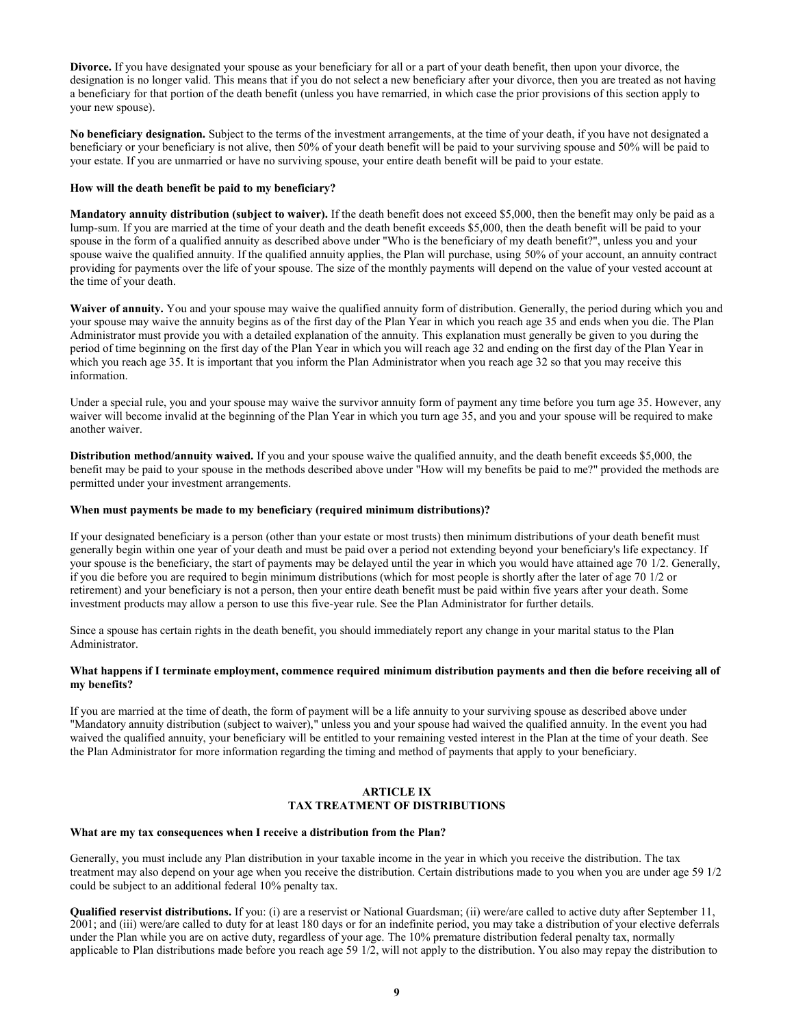**Divorce.** If you have designated your spouse as your beneficiary for all or a part of your death benefit, then upon your divorce, the designation is no longer valid. This means that if you do not select a new beneficiary after your divorce, then you are treated as not having a beneficiary for that portion of the death benefit (unless you have remarried, in which case the prior provisions of this section apply to your new spouse).

**No beneficiary designation.** Subject to the terms of the investment arrangements, at the time of your death, if you have not designated a beneficiary or your beneficiary is not alive, then 50% of your death benefit will be paid to your surviving spouse and 50% will be paid to your estate. If you are unmarried or have no surviving spouse, your entire death benefit will be paid to your estate.

**How will the death benefit be paid to my beneficiary?**

**Mandatory annuity distribution (subject to waiver).** If the death benefit does not exceed $5,000, then the benefit may only be paid as a lump-sum. If you are married at the time of your death and the death benefit exceeds $5,000, then the death benefit will be paid to your spouse in the form of a qualified annuity as described above under "Who is the beneficiary of my death benefit?", unless you and your spouse waive the qualified annuity. If the qualified annuity applies, the Plan will purchase, using 50% of your account, an annuity contract providing for payments over the life of your spouse. The size of the monthly payments will depend on the value of your vested account at the time of your death.

**Waiver of annuity.** You and your spouse may waive the qualified annuity form of distribution. Generally, the period during which you and your spouse may waive the annuity begins as of the first day of the Plan Year in which you reach age 35 and ends when you die. The Plan Administrator must provide you with a detailed explanation of the annuity. This explanation must generally be given to you during the period of time beginning on the first day of the Plan Year in which you will reach age 32 and ending on the first day of the Plan Year in which you reach age 35. It is important that you inform the Plan Administrator when you reach age 32 so that you may receive this information.

Under a special rule, you and your spouse may waive the survivor annuity form of payment any time before you turn age 35. However, any waiver will become invalid at the beginning of the Plan Year in which you turn age 35, and you and your spouse will be required to make another waiver.

**Distribution method/annuity waived.** If you and your spouse waive the qualified annuity, and the death benefit exceeds $5,000, the benefit may be paid to your spouse in the methods described above under "How will my benefits be paid to me?" provided the methods are permitted under your investment arrangements.

**When must payments be made to my beneficiary (required minimum distributions)?**

If your designated beneficiary is a person (other than your estate or most trusts) then minimum distributions of your death benefit must generally begin within one year of your death and must be paid over a period not extending beyond your beneficiary's life expectancy. If your spouse is the beneficiary, the start of payments may be delayed until the year in which you would have attained age 70 1/2. Generally, if you die before you are required to begin minimum distributions (which for most people is shortly after the later of age 70 1/2 or retirement) and your beneficiary is not a person, then your entire death benefit must be paid within five years after your death. Some investment products may allow a person to use this five-year rule. See the Plan Administrator for further details.

Since a spouse has certain rights in the death benefit, you should immediately report any change in your marital status to the Plan Administrator.

**What happens if I terminate employment, commence required minimum distribution payments and then die before receiving all of my benefits?**

If you are married at the time of death, the form of payment will be a life annuity to your surviving spouse as described above under "Mandatory annuity distribution (subject to waiver)," unless you and your spouse had waived the qualified annuity. In the event you had waived the qualified annuity, your beneficiary will be entitled to your remaining vested interest in the Plan at the time of your death. See the Plan Administrator for more information regarding the timing and method of payments that apply to your beneficiary.

## ARTICLE IX
## TAX TREATMENT OF DISTRIBUTIONS

**What are my tax consequences when I receive a distribution from the Plan?**

Generally, you must include any Plan distribution in your taxable income in the year in which you receive the distribution. The tax treatment may also depend on your age when you receive the distribution. Certain distributions made to you when you are under age 59 1/2 could be subject to an additional federal 10% penalty tax.

**Qualified reservist distributions.** If you: (i) are a reservist or National Guardsman; (ii) were/are called to active duty after September 11, 2001; and (iii) were/are called to duty for at least 180 days or for an indefinite period, you may take a distribution of your elective deferrals under the Plan while you are on active duty, regardless of your age. The 10% premature distribution federal penalty tax, normally applicable to Plan distributions made before you reach age 59 1/2, will not apply to the distribution. You also may repay the distribution to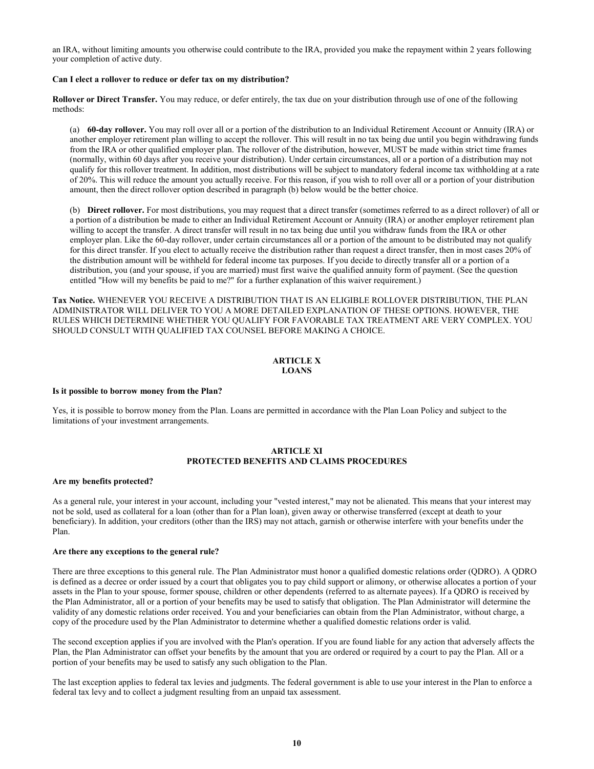an IRA, without limiting amounts you otherwise could contribute to the IRA, provided you make the repayment within 2 years following your completion of active duty.

**Can I elect a rollover to reduce or defer tax on my distribution?**

**Rollover or Direct Transfer.** You may reduce, or defer entirely, the tax due on your distribution through use of one of the following methods:

(a) **60-day rollover.** You may roll over all or a portion of the distribution to an Individual Retirement Account or Annuity (IRA) or another employer retirement plan willing to accept the rollover. This will result in no tax being due until you begin withdrawing funds from the IRA or other qualified employer plan. The rollover of the distribution, however, MUST be made within strict time frames (normally, within 60 days after you receive your distribution). Under certain circumstances, all or a portion of a distribution may not qualify for this rollover treatment. In addition, most distributions will be subject to mandatory federal income tax withholding at a rate of 20%. This will reduce the amount you actually receive. For this reason, if you wish to roll over all or a portion of your distribution amount, then the direct rollover option described in paragraph (b) below would be the better choice.

(b) **Direct rollover.** For most distributions, you may request that a direct transfer (sometimes referred to as a direct rollover) of all or a portion of a distribution be made to either an Individual Retirement Account or Annuity (IRA) or another employer retirement plan willing to accept the transfer. A direct transfer will result in no tax being due until you withdraw funds from the IRA or other employer plan. Like the 60-day rollover, under certain circumstances all or a portion of the amount to be distributed may not qualify for this direct transfer. If you elect to actually receive the distribution rather than request a direct transfer, then in most cases 20% of the distribution amount will be withheld for federal income tax purposes. If you decide to directly transfer all or a portion of a distribution, you (and your spouse, if you are married) must first waive the qualified annuity form of payment. (See the question entitled "How will my benefits be paid to me?" for a further explanation of this waiver requirement.)

**Tax Notice.** WHENEVER YOU RECEIVE A DISTRIBUTION THAT IS AN ELIGIBLE ROLLOVER DISTRIBUTION, THE PLAN ADMINISTRATOR WILL DELIVER TO YOU A MORE DETAILED EXPLANATION OF THESE OPTIONS. HOWEVER, THE RULES WHICH DETERMINE WHETHER YOU QUALIFY FOR FAVORABLE TAX TREATMENT ARE VERY COMPLEX. YOU SHOULD CONSULT WITH QUALIFIED TAX COUNSEL BEFORE MAKING A CHOICE.

## ARTICLE X
## LOANS

**Is it possible to borrow money from the Plan?**

Yes, it is possible to borrow money from the Plan. Loans are permitted in accordance with the Plan Loan Policy and subject to the limitations of your investment arrangements.

## ARTICLE XI
## PROTECTED BENEFITS AND CLAIMS PROCEDURES

**Are my benefits protected?**

As a general rule, your interest in your account, including your "vested interest," may not be alienated. This means that your interest may not be sold, used as collateral for a loan (other than for a Plan loan), given away or otherwise transferred (except at death to your beneficiary). In addition, your creditors (other than the IRS) may not attach, garnish or otherwise interfere with your benefits under the Plan.

**Are there any exceptions to the general rule?**

There are three exceptions to this general rule. The Plan Administrator must honor a qualified domestic relations order (QDRO). A QDRO is defined as a decree or order issued by a court that obligates you to pay child support or alimony, or otherwise allocates a portion of your assets in the Plan to your spouse, former spouse, children or other dependents (referred to as alternate payees). If a QDRO is received by the Plan Administrator, all or a portion of your benefits may be used to satisfy that obligation. The Plan Administrator will determine the validity of any domestic relations order received. You and your beneficiaries can obtain from the Plan Administrator, without charge, a copy of the procedure used by the Plan Administrator to determine whether a qualified domestic relations order is valid.

The second exception applies if you are involved with the Plan's operation. If you are found liable for any action that adversely affects the Plan, the Plan Administrator can offset your benefits by the amount that you are ordered or required by a court to pay the Plan. All or a portion of your benefits may be used to satisfy any such obligation to the Plan.

The last exception applies to federal tax levies and judgments. The federal government is able to use your interest in the Plan to enforce a federal tax levy and to collect a judgment resulting from an unpaid tax assessment.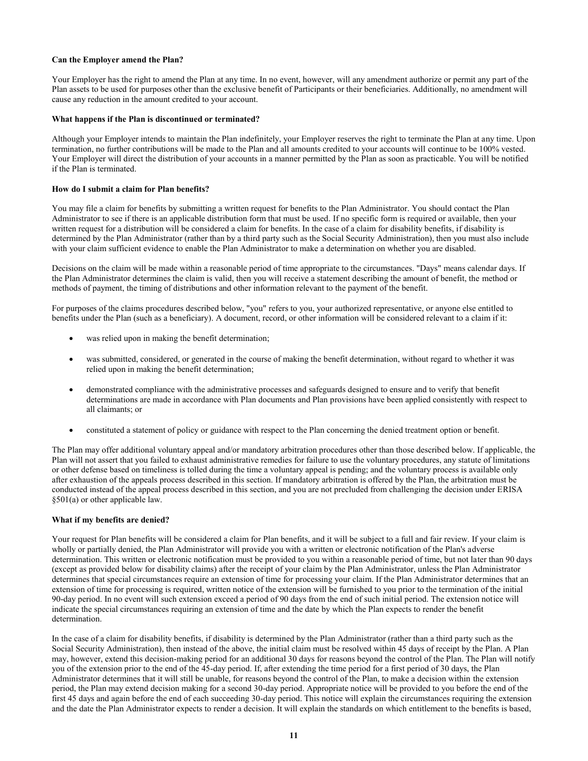**Can the Employer amend the Plan?**

Your Employer has the right to amend the Plan at any time. In no event, however, will any amendment authorize or permit any part of the Plan assets to be used for purposes other than the exclusive benefit of Participants or their beneficiaries. Additionally, no amendment will cause any reduction in the amount credited to your account.

**What happens if the Plan is discontinued or terminated?**

Although your Employer intends to maintain the Plan indefinitely, your Employer reserves the right to terminate the Plan at any time. Upon termination, no further contributions will be made to the Plan and all amounts credited to your accounts will continue to be 100% vested. Your Employer will direct the distribution of your accounts in a manner permitted by the Plan as soon as practicable. You will be notified if the Plan is terminated.

**How do I submit a claim for Plan benefits?**

You may file a claim for benefits by submitting a written request for benefits to the Plan Administrator. You should contact the Plan Administrator to see if there is an applicable distribution form that must be used. If no specific form is required or available, then your written request for a distribution will be considered a claim for benefits. In the case of a claim for disability benefits, if disability is determined by the Plan Administrator (rather than by a third party such as the Social Security Administration), then you must also include with your claim sufficient evidence to enable the Plan Administrator to make a determination on whether you are disabled.

Decisions on the claim will be made within a reasonable period of time appropriate to the circumstances. "Days" means calendar days. If the Plan Administrator determines the claim is valid, then you will receive a statement describing the amount of benefit, the method or methods of payment, the timing of distributions and other information relevant to the payment of the benefit.

For purposes of the claims procedures described below, "you" refers to you, your authorized representative, or anyone else entitled to benefits under the Plan (such as a beneficiary). A document, record, or other information will be considered relevant to a claim if it:

- was relied upon in making the benefit determination;
- was submitted, considered, or generated in the course of making the benefit determination, without regard to whether it was relied upon in making the benefit determination;
- demonstrated compliance with the administrative processes and safeguards designed to ensure and to verify that benefit determinations are made in accordance with Plan documents and Plan provisions have been applied consistently with respect to all claimants; or
- constituted a statement of policy or guidance with respect to the Plan concerning the denied treatment option or benefit.

The Plan may offer additional voluntary appeal and/or mandatory arbitration procedures other than those described below. If applicable, the Plan will not assert that you failed to exhaust administrative remedies for failure to use the voluntary procedures, any statute of limitations or other defense based on timeliness is tolled during the time a voluntary appeal is pending; and the voluntary process is available only after exhaustion of the appeals process described in this section. If mandatory arbitration is offered by the Plan, the arbitration must be conducted instead of the appeal process described in this section, and you are not precluded from challenging the decision under ERISA §501(a) or other applicable law.

**What if my benefits are denied?**

Your request for Plan benefits will be considered a claim for Plan benefits, and it will be subject to a full and fair review. If your claim is wholly or partially denied, the Plan Administrator will provide you with a written or electronic notification of the Plan's adverse determination. This written or electronic notification must be provided to you within a reasonable period of time, but not later than 90 days (except as provided below for disability claims) after the receipt of your claim by the Plan Administrator, unless the Plan Administrator determines that special circumstances require an extension of time for processing your claim. If the Plan Administrator determines that an extension of time for processing is required, written notice of the extension will be furnished to you prior to the termination of the initial 90-day period. In no event will such extension exceed a period of 90 days from the end of such initial period. The extension notice will indicate the special circumstances requiring an extension of time and the date by which the Plan expects to render the benefit determination.

In the case of a claim for disability benefits, if disability is determined by the Plan Administrator (rather than a third party such as the Social Security Administration), then instead of the above, the initial claim must be resolved within 45 days of receipt by the Plan. A Plan may, however, extend this decision-making period for an additional 30 days for reasons beyond the control of the Plan. The Plan will notify you of the extension prior to the end of the 45-day period. If, after extending the time period for a first period of 30 days, the Plan Administrator determines that it will still be unable, for reasons beyond the control of the Plan, to make a decision within the extension period, the Plan may extend decision making for a second 30-day period. Appropriate notice will be provided to you before the end of the first 45 days and again before the end of each succeeding 30-day period. This notice will explain the circumstances requiring the extension and the date the Plan Administrator expects to render a decision. It will explain the standards on which entitlement to the benefits is based,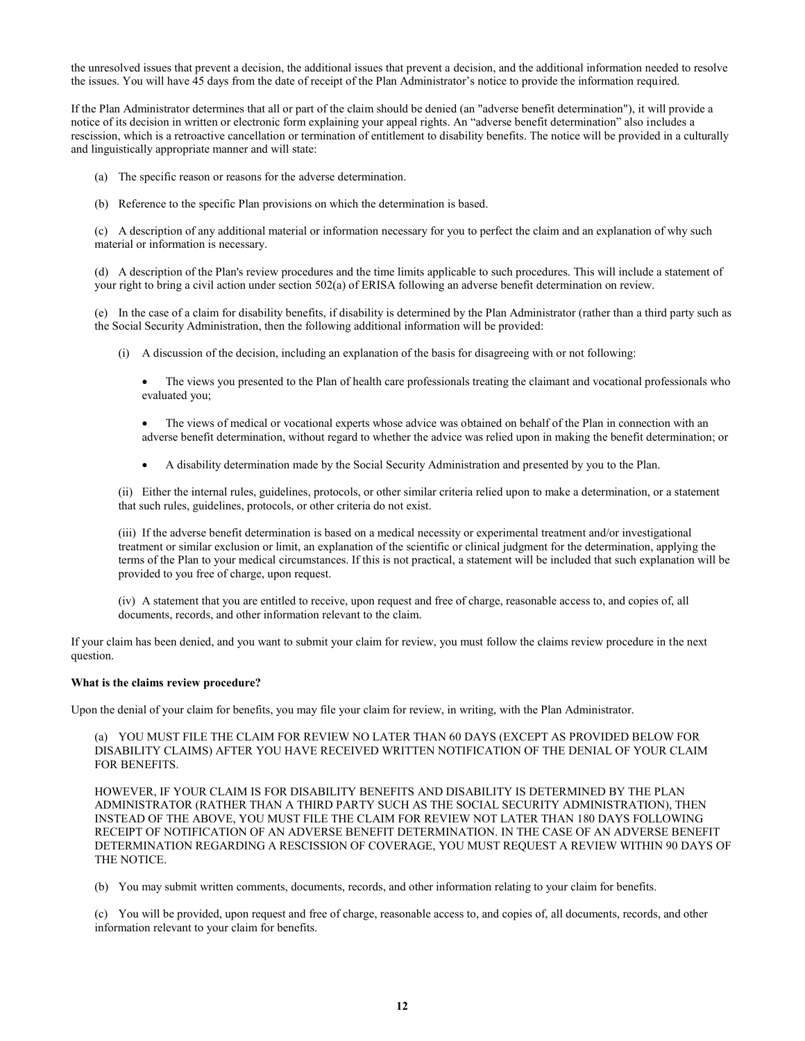the unresolved issues that prevent a decision, the additional issues that prevent a decision, and the additional information needed to resolve the issues. You will have 45 days from the date of receipt of the Plan Administrator's notice to provide the information required.

If the Plan Administrator determines that all or part of the claim should be denied (an "adverse benefit determination"), it will provide a notice of its decision in written or electronic form explaining your appeal rights. An "adverse benefit determination" also includes a rescission, which is a retroactive cancellation or termination of entitlement to disability benefits. The notice will be provided in a culturally and linguistically appropriate manner and will state:

(a) The specific reason or reasons for the adverse determination.

(b) Reference to the specific Plan provisions on which the determination is based.

(c) A description of any additional material or information necessary for you to perfect the claim and an explanation of why such material or information is necessary.

(d) A description of the Plan's review procedures and the time limits applicable to such procedures. This will include a statement of your right to bring a civil action under section 502(a) of ERISA following an adverse benefit determination on review.

(e) In the case of a claim for disability benefits, if disability is determined by the Plan Administrator (rather than a third party such as the Social Security Administration, then the following additional information will be provided:

(i) A discussion of the decision, including an explanation of the basis for disagreeing with or not following:

- The views you presented to the Plan of health care professionals treating the claimant and vocational professionals who evaluated you;
- The views of medical or vocational experts whose advice was obtained on behalf of the Plan in connection with an adverse benefit determination, without regard to whether the advice was relied upon in making the benefit determination; or
- A disability determination made by the Social Security Administration and presented by you to the Plan.

(ii) Either the internal rules, guidelines, protocols, or other similar criteria relied upon to make a determination, or a statement that such rules, guidelines, protocols, or other criteria do not exist.

(iii) If the adverse benefit determination is based on a medical necessity or experimental treatment and/or investigational treatment or similar exclusion or limit, an explanation of the scientific or clinical judgment for the determination, applying the terms of the Plan to your medical circumstances. If this is not practical, a statement will be included that such explanation will be provided to you free of charge, upon request.

(iv) A statement that you are entitled to receive, upon request and free of charge, reasonable access to, and copies of, all documents, records, and other information relevant to the claim.

If your claim has been denied, and you want to submit your claim for review, you must follow the claims review procedure in the next question.

**What is the claims review procedure?**

Upon the denial of your claim for benefits, you may file your claim for review, in writing, with the Plan Administrator.

(a) YOU MUST FILE THE CLAIM FOR REVIEW NO LATER THAN 60 DAYS (EXCEPT AS PROVIDED BELOW FOR DISABILITY CLAIMS) AFTER YOU HAVE RECEIVED WRITTEN NOTIFICATION OF THE DENIAL OF YOUR CLAIM FOR BENEFITS.

HOWEVER, IF YOUR CLAIM IS FOR DISABILITY BENEFITS AND DISABILITY IS DETERMINED BY THE PLAN ADMINISTRATOR (RATHER THAN A THIRD PARTY SUCH AS THE SOCIAL SECURITY ADMINISTRATION), THEN INSTEAD OF THE ABOVE, YOU MUST FILE THE CLAIM FOR REVIEW NOT LATER THAN 180 DAYS FOLLOWING RECEIPT OF NOTIFICATION OF AN ADVERSE BENEFIT DETERMINATION. IN THE CASE OF AN ADVERSE BENEFIT DETERMINATION REGARDING A RESCISSION OF COVERAGE, YOU MUST REQUEST A REVIEW WITHIN 90 DAYS OF THE NOTICE.

(b) You may submit written comments, documents, records, and other information relating to your claim for benefits.

(c) You will be provided, upon request and free of charge, reasonable access to, and copies of, all documents, records, and other information relevant to your claim for benefits.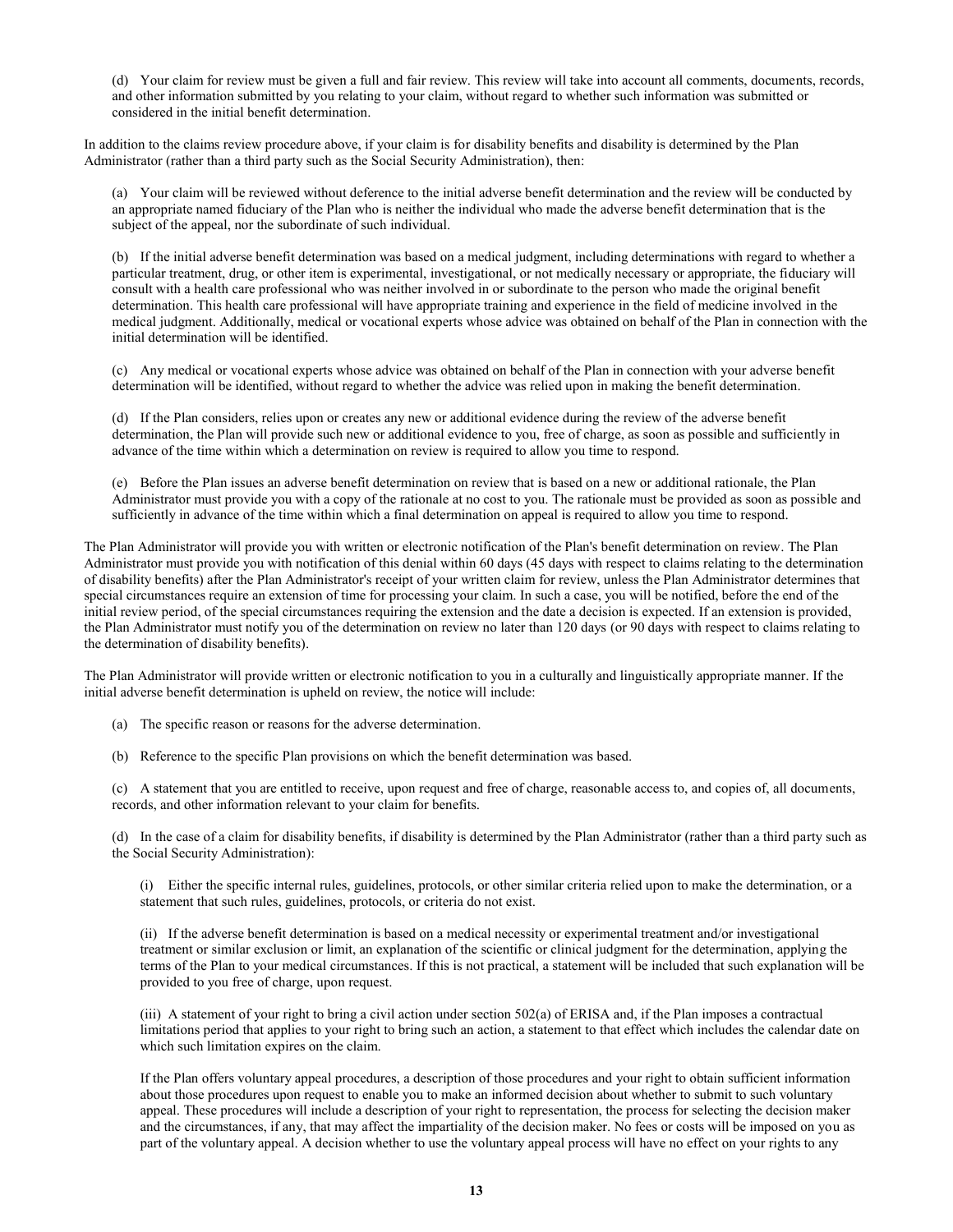(d) Your claim for review must be given a full and fair review. This review will take into account all comments, documents, records, and other information submitted by you relating to your claim, without regard to whether such information was submitted or considered in the initial benefit determination.

In addition to the claims review procedure above, if your claim is for disability benefits and disability is determined by the Plan Administrator (rather than a third party such as the Social Security Administration), then:

(a) Your claim will be reviewed without deference to the initial adverse benefit determination and the review will be conducted by an appropriate named fiduciary of the Plan who is neither the individual who made the adverse benefit determination that is the subject of the appeal, nor the subordinate of such individual.

(b) If the initial adverse benefit determination was based on a medical judgment, including determinations with regard to whether a particular treatment, drug, or other item is experimental, investigational, or not medically necessary or appropriate, the fiduciary will consult with a health care professional who was neither involved in or subordinate to the person who made the original benefit determination. This health care professional will have appropriate training and experience in the field of medicine involved in the medical judgment. Additionally, medical or vocational experts whose advice was obtained on behalf of the Plan in connection with the initial determination will be identified.

(c) Any medical or vocational experts whose advice was obtained on behalf of the Plan in connection with your adverse benefit determination will be identified, without regard to whether the advice was relied upon in making the benefit determination.

(d) If the Plan considers, relies upon or creates any new or additional evidence during the review of the adverse benefit determination, the Plan will provide such new or additional evidence to you, free of charge, as soon as possible and sufficiently in advance of the time within which a determination on review is required to allow you time to respond.

(e) Before the Plan issues an adverse benefit determination on review that is based on a new or additional rationale, the Plan Administrator must provide you with a copy of the rationale at no cost to you. The rationale must be provided as soon as possible and sufficiently in advance of the time within which a final determination on appeal is required to allow you time to respond.

The Plan Administrator will provide you with written or electronic notification of the Plan's benefit determination on review. The Plan Administrator must provide you with notification of this denial within 60 days (45 days with respect to claims relating to the determination of disability benefits) after the Plan Administrator's receipt of your written claim for review, unless the Plan Administrator determines that special circumstances require an extension of time for processing your claim. In such a case, you will be notified, before the end of the initial review period, of the special circumstances requiring the extension and the date a decision is expected. If an extension is provided, the Plan Administrator must notify you of the determination on review no later than 120 days (or 90 days with respect to claims relating to the determination of disability benefits).

The Plan Administrator will provide written or electronic notification to you in a culturally and linguistically appropriate manner. If the initial adverse benefit determination is upheld on review, the notice will include:

(a) The specific reason or reasons for the adverse determination.

(b) Reference to the specific Plan provisions on which the benefit determination was based.

(c) A statement that you are entitled to receive, upon request and free of charge, reasonable access to, and copies of, all documents, records, and other information relevant to your claim for benefits.

(d) In the case of a claim for disability benefits, if disability is determined by the Plan Administrator (rather than a third party such as the Social Security Administration):

(i) Either the specific internal rules, guidelines, protocols, or other similar criteria relied upon to make the determination, or a statement that such rules, guidelines, protocols, or criteria do not exist.

(ii) If the adverse benefit determination is based on a medical necessity or experimental treatment and/or investigational treatment or similar exclusion or limit, an explanation of the scientific or clinical judgment for the determination, applying the terms of the Plan to your medical circumstances. If this is not practical, a statement will be included that such explanation will be provided to you free of charge, upon request.

(iii) A statement of your right to bring a civil action under section 502(a) of ERISA and, if the Plan imposes a contractual limitations period that applies to your right to bring such an action, a statement to that effect which includes the calendar date on which such limitation expires on the claim.

If the Plan offers voluntary appeal procedures, a description of those procedures and your right to obtain sufficient information about those procedures upon request to enable you to make an informed decision about whether to submit to such voluntary appeal. These procedures will include a description of your right to representation, the process for selecting the decision maker and the circumstances, if any, that may affect the impartiality of the decision maker. No fees or costs will be imposed on you as part of the voluntary appeal. A decision whether to use the voluntary appeal process will have no effect on your rights to any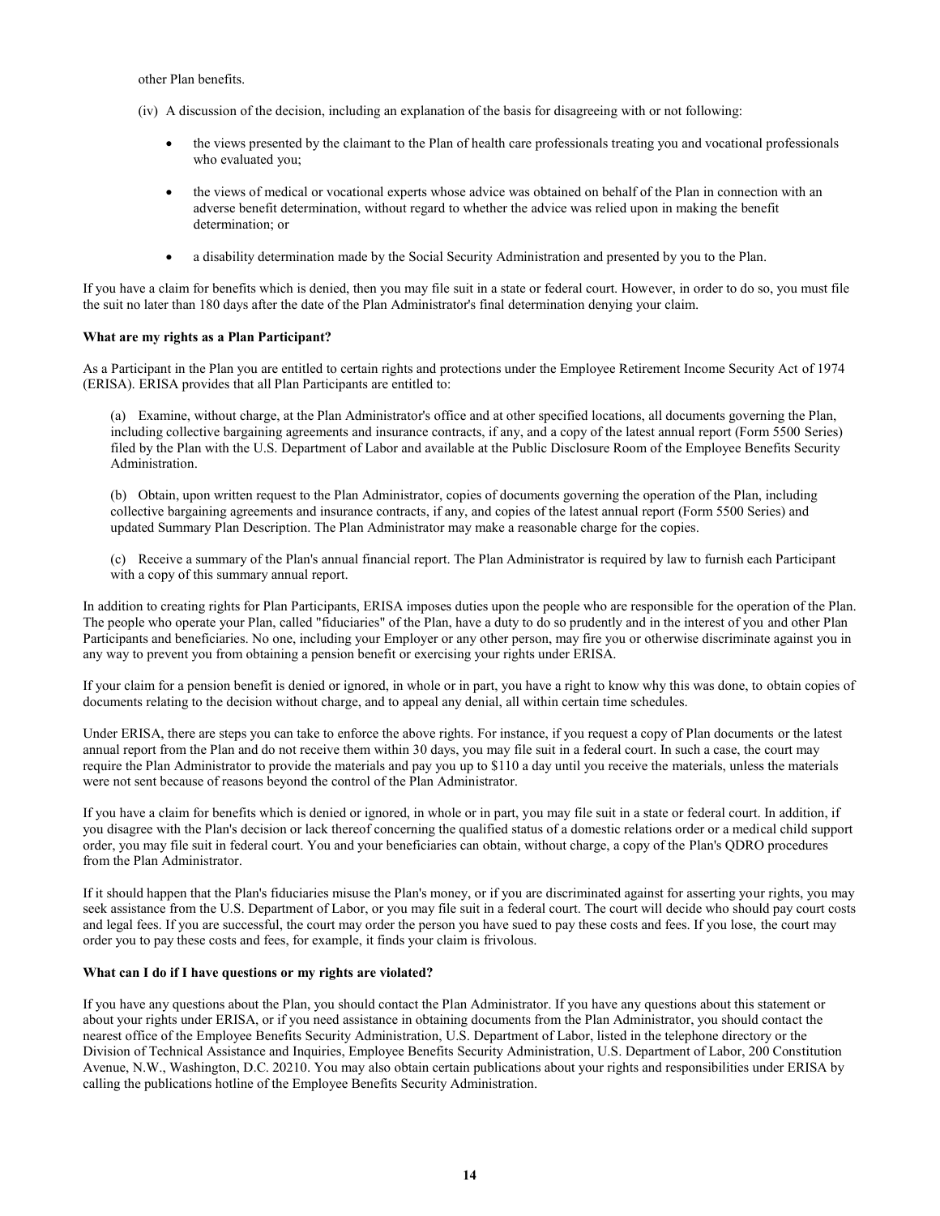other Plan benefits.

(iv) A discussion of the decision, including an explanation of the basis for disagreeing with or not following:

- the views presented by the claimant to the Plan of health care professionals treating you and vocational professionals who evaluated you;
- the views of medical or vocational experts whose advice was obtained on behalf of the Plan in connection with an adverse benefit determination, without regard to whether the advice was relied upon in making the benefit determination; or
- a disability determination made by the Social Security Administration and presented by you to the Plan.

If you have a claim for benefits which is denied, then you may file suit in a state or federal court. However, in order to do so, you must file the suit no later than 180 days after the date of the Plan Administrator's final determination denying your claim.

**What are my rights as a Plan Participant?**

As a Participant in the Plan you are entitled to certain rights and protections under the Employee Retirement Income Security Act of 1974 (ERISA). ERISA provides that all Plan Participants are entitled to:

(a) Examine, without charge, at the Plan Administrator's office and at other specified locations, all documents governing the Plan, including collective bargaining agreements and insurance contracts, if any, and a copy of the latest annual report (Form 5500 Series) filed by the Plan with the U.S. Department of Labor and available at the Public Disclosure Room of the Employee Benefits Security Administration.

(b) Obtain, upon written request to the Plan Administrator, copies of documents governing the operation of the Plan, including collective bargaining agreements and insurance contracts, if any, and copies of the latest annual report (Form 5500 Series) and updated Summary Plan Description. The Plan Administrator may make a reasonable charge for the copies.

(c) Receive a summary of the Plan's annual financial report. The Plan Administrator is required by law to furnish each Participant with a copy of this summary annual report.

In addition to creating rights for Plan Participants, ERISA imposes duties upon the people who are responsible for the operation of the Plan. The people who operate your Plan, called "fiduciaries" of the Plan, have a duty to do so prudently and in the interest of you and other Plan Participants and beneficiaries. No one, including your Employer or any other person, may fire you or otherwise discriminate against you in any way to prevent you from obtaining a pension benefit or exercising your rights under ERISA.

If your claim for a pension benefit is denied or ignored, in whole or in part, you have a right to know why this was done, to obtain copies of documents relating to the decision without charge, and to appeal any denial, all within certain time schedules.

Under ERISA, there are steps you can take to enforce the above rights. For instance, if you request a copy of Plan documents or the latest annual report from the Plan and do not receive them within 30 days, you may file suit in a federal court. In such a case, the court may require the Plan Administrator to provide the materials and pay you up to $110 a day until you receive the materials, unless the materials were not sent because of reasons beyond the control of the Plan Administrator.

If you have a claim for benefits which is denied or ignored, in whole or in part, you may file suit in a state or federal court. In addition, if you disagree with the Plan's decision or lack thereof concerning the qualified status of a domestic relations order or a medical child support order, you may file suit in federal court. You and your beneficiaries can obtain, without charge, a copy of the Plan's QDRO procedures from the Plan Administrator.

If it should happen that the Plan's fiduciaries misuse the Plan's money, or if you are discriminated against for asserting your rights, you may seek assistance from the U.S. Department of Labor, or you may file suit in a federal court. The court will decide who should pay court costs and legal fees. If you are successful, the court may order the person you have sued to pay these costs and fees. If you lose, the court may order you to pay these costs and fees, for example, it finds your claim is frivolous.

**What can I do if I have questions or my rights are violated?**

If you have any questions about the Plan, you should contact the Plan Administrator. If you have any questions about this statement or about your rights under ERISA, or if you need assistance in obtaining documents from the Plan Administrator, you should contact the nearest office of the Employee Benefits Security Administration, U.S. Department of Labor, listed in the telephone directory or the Division of Technical Assistance and Inquiries, Employee Benefits Security Administration, U.S. Department of Labor, 200 Constitution Avenue, N.W., Washington, D.C. 20210. You may also obtain certain publications about your rights and responsibilities under ERISA by calling the publications hotline of the Employee Benefits Security Administration.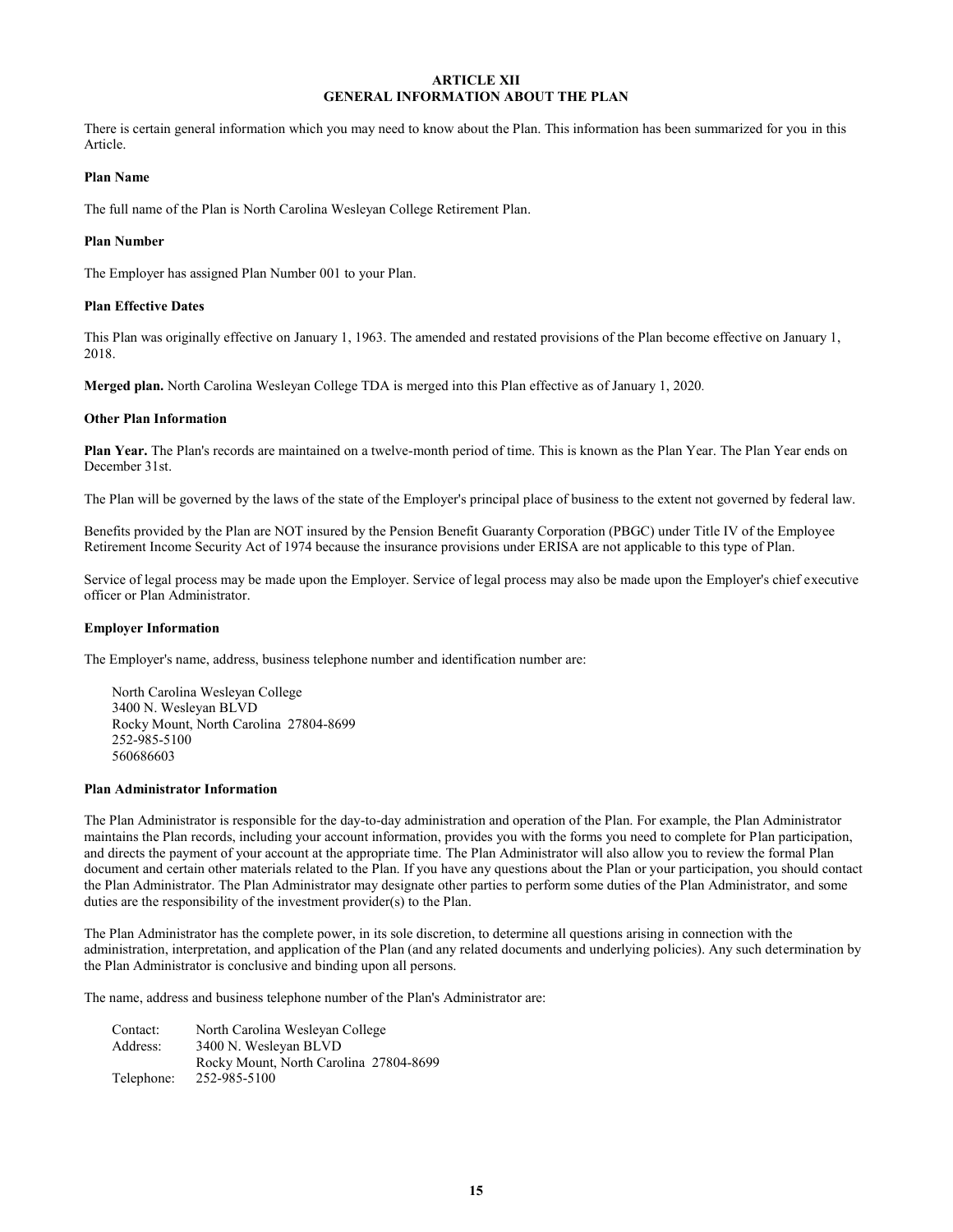# ARTICLE XII
# GENERAL INFORMATION ABOUT THE PLAN

There is certain general information which you may need to know about the Plan. This information has been summarized for you in this Article.

### Plan Name

The full name of the Plan is North Carolina Wesleyan College Retirement Plan.

### Plan Number

The Employer has assigned Plan Number 001 to your Plan.

### Plan Effective Dates

This Plan was originally effective on January 1, 1963. The amended and restated provisions of the Plan become effective on January 1, 2018.

**Merged plan.** North Carolina Wesleyan College TDA is merged into this Plan effective as of January 1, 2020.

### Other Plan Information

**Plan Year.** The Plan's records are maintained on a twelve-month period of time. This is known as the Plan Year. The Plan Year ends on December 31st.

The Plan will be governed by the laws of the state of the Employer's principal place of business to the extent not governed by federal law.

Benefits provided by the Plan are NOT insured by the Pension Benefit Guaranty Corporation (PBGC) under Title IV of the Employee Retirement Income Security Act of 1974 because the insurance provisions under ERISA are not applicable to this type of Plan.

Service of legal process may be made upon the Employer. Service of legal process may also be made upon the Employer's chief executive officer or Plan Administrator.

### Employer Information

The Employer's name, address, business telephone number and identification number are:

North Carolina Wesleyan College
3400 N. Wesleyan BLVD
Rocky Mount, North Carolina 27804-8699
252-985-5100
560686603

### Plan Administrator Information

The Plan Administrator is responsible for the day-to-day administration and operation of the Plan. For example, the Plan Administrator maintains the Plan records, including your account information, provides you with the forms you need to complete for Plan participation, and directs the payment of your account at the appropriate time. The Plan Administrator will also allow you to review the formal Plan document and certain other materials related to the Plan. If you have any questions about the Plan or your participation, you should contact the Plan Administrator. The Plan Administrator may designate other parties to perform some duties of the Plan Administrator, and some duties are the responsibility of the investment provider(s) to the Plan.

The Plan Administrator has the complete power, in its sole discretion, to determine all questions arising in connection with the administration, interpretation, and application of the Plan (and any related documents and underlying policies). Any such determination by the Plan Administrator is conclusive and binding upon all persons.

The name, address and business telephone number of the Plan's Administrator are:

| | |
|---|---|
| Contact: | North Carolina Wesleyan College |
| Address: | 3400 N. Wesleyan BLVD |
| | Rocky Mount, North Carolina 27804-8699 |
| Telephone: | 252-985-5100 |